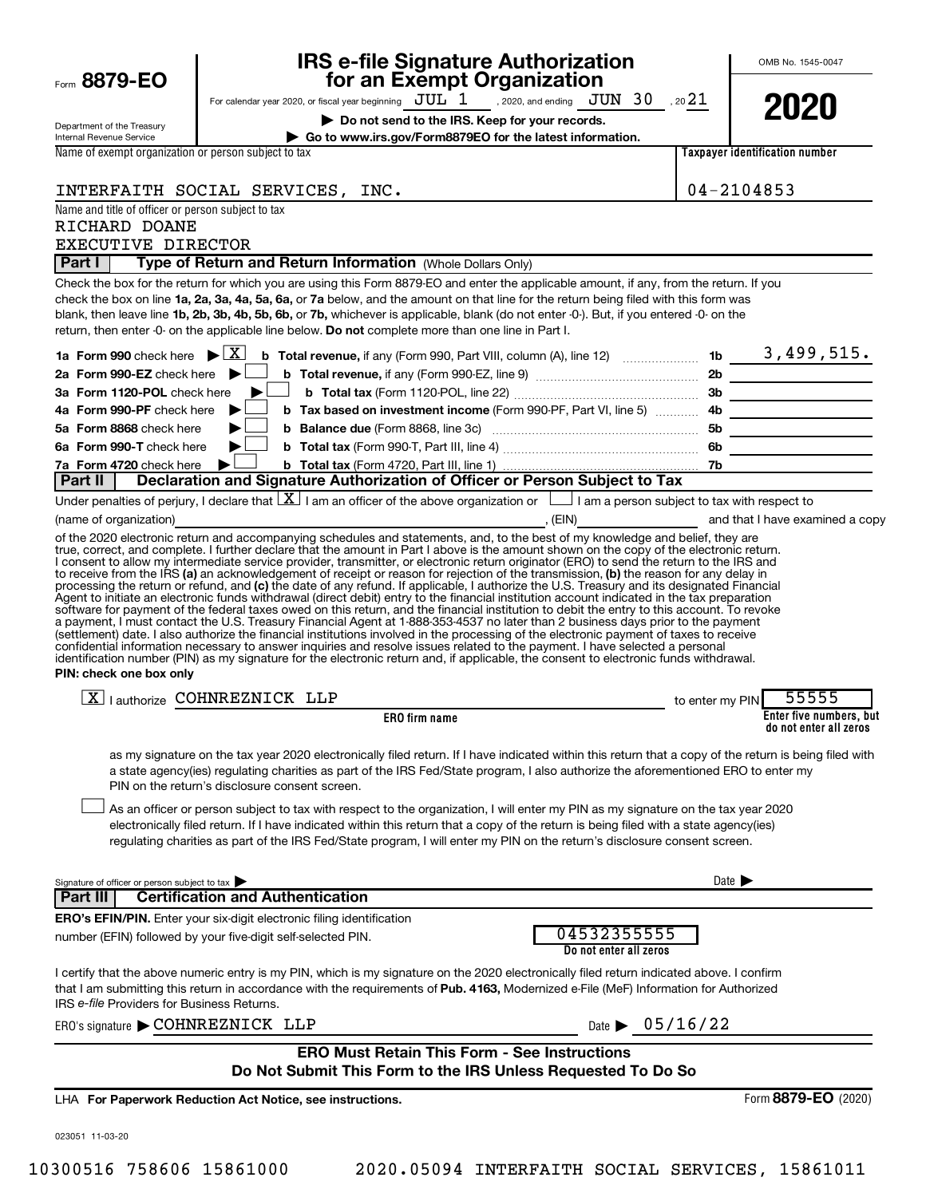Form **8879-EO**

Department of the Treasury
Internal Revenue Service

# IRS e-file Signature Authorization for an Exempt Organization

For calendar year 2020, or fiscal year beginning JUL 1, 2020, and ending JUN 30, 2021

▶ **Do not send to the IRS. Keep for your records.**

▶ **Go to www.irs.gov/Form8879EO for the latest information.**

OMB No. 1545-0047

**2020**

Name of exempt organization or person subject to tax: INTERFAITH SOCIAL SERVICES, INC.

Taxpayer identification number: 04-2104853

Name and title of officer or person subject to tax:
RICHARD DOANE
EXECUTIVE DIRECTOR

## Part I — Type of Return and Return Information (Whole Dollars Only)

Check the box for the return for which you are using this Form 8879-EO and enter the applicable amount, if any, from the return. If you check the box on line **1a, 2a, 3a, 4a, 5a, 6a,** or **7a** below, and the amount on that line for the return being filed with this form was blank, then leave line **1b, 2b, 3b, 4b, 5b, 6b,** or **7b,** whichever is applicable, blank (do not enter -0-). But, if you entered -0- on the return, then enter -0- on the applicable line below. **Do not** complete more than one line in Part I.

| | | | |
|---|---|---|---|
| **1a Form 990** check here ▶ [X] | **b Total revenue,** if any (Form 990, Part VIII, column (A), line 12) | 1b | 3,499,515. |
| **2a Form 990-EZ** check here ▶ [ ] | **b Total revenue,** if any (Form 990-EZ, line 9) | 2b | |
| **3a Form 1120-POL** check here ▶ [ ] | **b Total tax** (Form 1120-POL, line 22) | 3b | |
| **4a Form 990-PF** check here ▶ [ ] | **b Tax based on investment income** (Form 990-PF, Part VI, line 5) | 4b | |
| **5a Form 8868** check here ▶ [ ] | **b Balance due** (Form 8868, line 3c) | 5b | |
| **6a Form 990-T** check here ▶ [ ] | **b Total tax** (Form 990-T, Part III, line 4) | 6b | |
| **7a Form 4720** check here ▶ [ ] | **b Total tax** (Form 4720, Part III, line 1) | 7b | |

## Part II — Declaration and Signature Authorization of Officer or Person Subject to Tax

Under penalties of perjury, I declare that [X] I am an officer of the above organization or [ ] I am a person subject to tax with respect to (name of organization) ______, (EIN) ______ and that I have examined a copy of the 2020 electronic return and accompanying schedules and statements, and, to the best of my knowledge and belief, they are true, correct, and complete. I further declare that the amount in Part I above is the amount shown on the copy of the electronic return. I consent to allow my intermediate service provider, transmitter, or electronic return originator (ERO) to send the return to the IRS and to receive from the IRS **(a)** an acknowledgement of receipt or reason for rejection of the transmission, **(b)** the reason for any delay in processing the return or refund, and **(c)** the date of any refund. If applicable, I authorize the U.S. Treasury and its designated Financial Agent to initiate an electronic funds withdrawal (direct debit) entry to the financial institution account indicated in the tax preparation software for payment of the federal taxes owed on this return, and the financial institution to debit the entry to this account. To revoke a payment, I must contact the U.S. Treasury Financial Agent at 1-888-353-4537 no later than 2 business days prior to the payment (settlement) date. I also authorize the financial institutions involved in the processing of the electronic payment of taxes to receive confidential information necessary to answer inquiries and resolve issues related to the payment. I have selected a personal identification number (PIN) as my signature for the electronic return and, if applicable, the consent to electronic funds withdrawal.

**PIN: check one box only**

[X] I authorize COHNREZNICK LLP (**ERO firm name**) to enter my PIN 55555 (**Enter five numbers, but do not enter all zeros**)

as my signature on the tax year 2020 electronically filed return. If I have indicated within this return that a copy of the return is being filed with a state agency(ies) regulating charities as part of the IRS Fed/State program, I also authorize the aforementioned ERO to enter my PIN on the return's disclosure consent screen.

[ ] As an officer or person subject to tax with respect to the organization, I will enter my PIN as my signature on the tax year 2020 electronically filed return. If I have indicated within this return that a copy of the return is being filed with a state agency(ies) regulating charities as part of the IRS Fed/State program, I will enter my PIN on the return's disclosure consent screen.

Signature of officer or person subject to tax ▶ ______ Date ▶ ______

## Part III — Certification and Authentication

**ERO's EFIN/PIN.** Enter your six-digit electronic filing identification number (EFIN) followed by your five-digit self-selected PIN.

04532355555 (**Do not enter all zeros**)

I certify that the above numeric entry is my PIN, which is my signature on the 2020 electronically filed return indicated above. I confirm that I am submitting this return in accordance with the requirements of **Pub. 4163,** Modernized e-File (MeF) Information for Authorized IRS *e-file* Providers for Business Returns.

ERO's signature ▶ COHNREZNICK LLP Date ▶ 05/16/22

**ERO Must Retain This Form - See Instructions**
**Do Not Submit This Form to the IRS Unless Requested To Do So**

LHA **For Paperwork Reduction Act Notice, see instructions.** Form **8879-EO** (2020)

023051 11-03-20

10300516 758606 15861000 2020.05094 INTERFAITH SOCIAL SERVICES, 15861011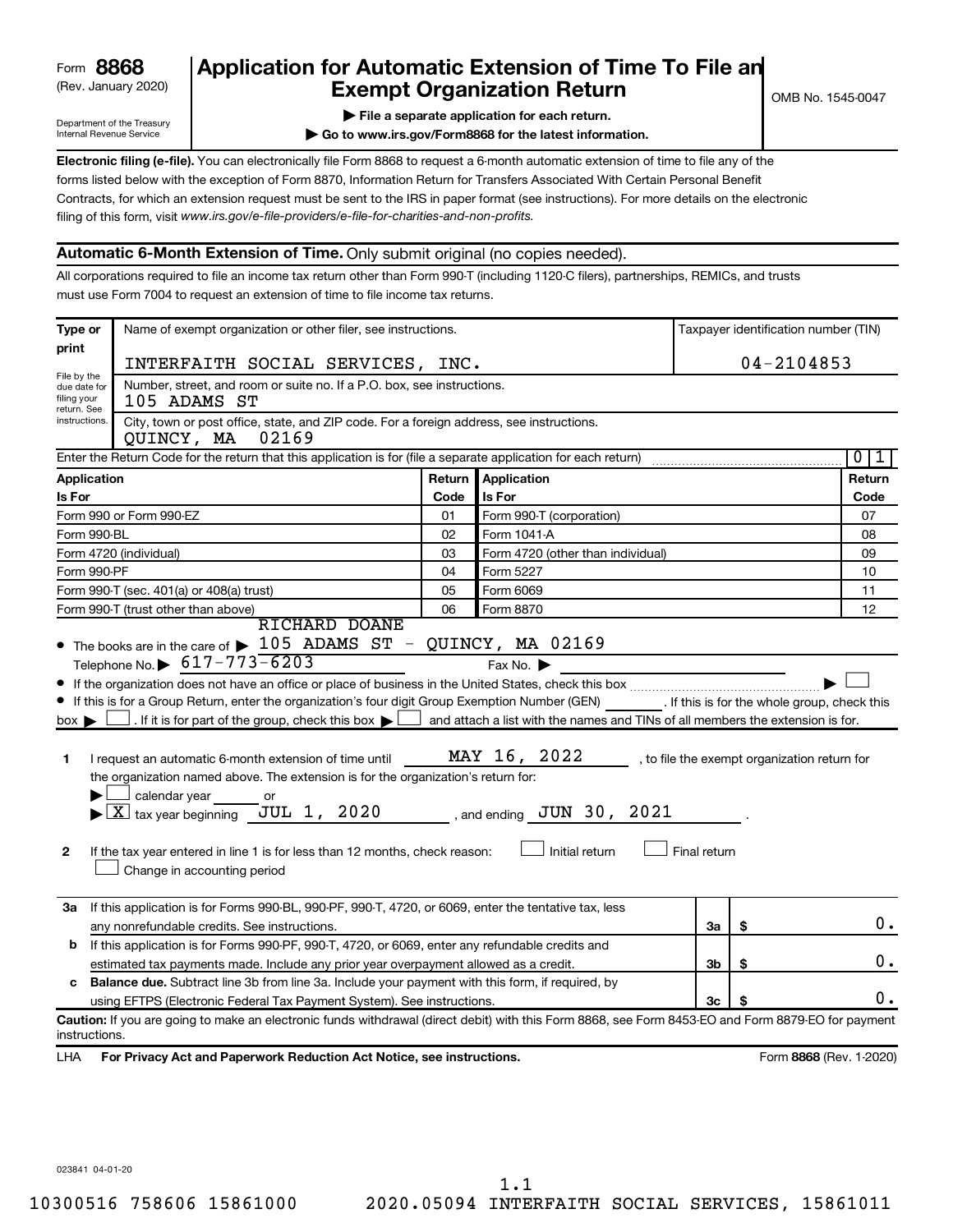Form **8868** (Rev. January 2020)

Department of the Treasury Internal Revenue Service

# Application for Automatic Extension of Time To File an Exempt Organization Return

OMB No. 1545-0047

▶ **File a separate application for each return.**

▶ **Go to www.irs.gov/Form8868 for the latest information.**

**Electronic filing (e-file).** You can electronically file Form 8868 to request a 6-month automatic extension of time to file any of the forms listed below with the exception of Form 8870, Information Return for Transfers Associated With Certain Personal Benefit Contracts, for which an extension request must be sent to the IRS in paper format (see instructions). For more details on the electronic filing of this form, visit *www.irs.gov/e-file-providers/e-file-for-charities-and-non-profits.*

## Automatic 6-Month Extension of Time. Only submit original (no copies needed).

All corporations required to file an income tax return other than Form 990-T (including 1120-C filers), partnerships, REMICs, and trusts must use Form 7004 to request an extension of time to file income tax returns.

**Type or print**

File by the due date for filing your return. See instructions.

Name of exempt organization or other filer, see instructions: INTERFAITH SOCIAL SERVICES, INC.

Taxpayer identification number (TIN): 04-2104853

Number, street, and room or suite no. If a P.O. box, see instructions: 105 ADAMS ST

City, town or post office, state, and ZIP code. For a foreign address, see instructions: QUINCY, MA 02169

Enter the Return Code for the return that this application is for (file a separate application for each return): 0 1

| Application Is For | Return Code | Application Is For | Return Code |
|---|---|---|---|
| Form 990 or Form 990-EZ | 01 | Form 990-T (corporation) | 07 |
| Form 990-BL | 02 | Form 1041-A | 08 |
| Form 4720 (individual) | 03 | Form 4720 (other than individual) | 09 |
| Form 990-PF | 04 | Form 5227 | 10 |
| Form 990-T (sec. 401(a) or 408(a) trust) | 05 | Form 6069 | 11 |
| Form 990-T (trust other than above) | 06 | Form 8870 | 12 |

- The books are in the care of ▶ RICHARD DOANE 105 ADAMS ST - QUINCY, MA 02169

  Telephone No. ▶ 617-773-6203 Fax No. ▶

- If the organization does not have an office or place of business in the United States, check this box ▶ ☐
- If this is for a Group Return, enter the organization's four digit Group Exemption Number (GEN) ______ . If this is for the whole group, check this box ▶ ☐ . If it is for part of the group, check this box ▶ ☐ and attach a list with the names and TINs of all members the extension is for.

**1** I request an automatic 6-month extension of time until MAY 16, 2022 , to file the exempt organization return for the organization named above. The extension is for the organization's return for:

▶ ☐ calendar year ______ or

▶ ☒ tax year beginning JUL 1, 2020 , and ending JUN 30, 2021 .

**2** If the tax year entered in line 1 is for less than 12 months, check reason: ☐ Initial return ☐ Final return ☐ Change in accounting period

| | | | |
|---|---|---|---|
| **3a** | If this application is for Forms 990-BL, 990-PF, 990-T, 4720, or 6069, enter the tentative tax, less any nonrefundable credits. See instructions. | 3a | $ 0. |
| **b** | If this application is for Forms 990-PF, 990-T, 4720, or 6069, enter any refundable credits and estimated tax payments made. Include any prior year overpayment allowed as a credit. | 3b | $ 0. |
| **c** | **Balance due.** Subtract line 3b from line 3a. Include your payment with this form, if required, by using EFTPS (Electronic Federal Tax Payment System). See instructions. | 3c | $ 0. |

**Caution:** If you are going to make an electronic funds withdrawal (direct debit) with this Form 8868, see Form 8453-EO and Form 8879-EO for payment instructions.

LHA **For Privacy Act and Paperwork Reduction Act Notice, see instructions.** Form **8868** (Rev. 1-2020)

023841 04-01-20

1.1

10300516 758606 15861000 2020.05094 INTERFAITH SOCIAL SERVICES, 15861011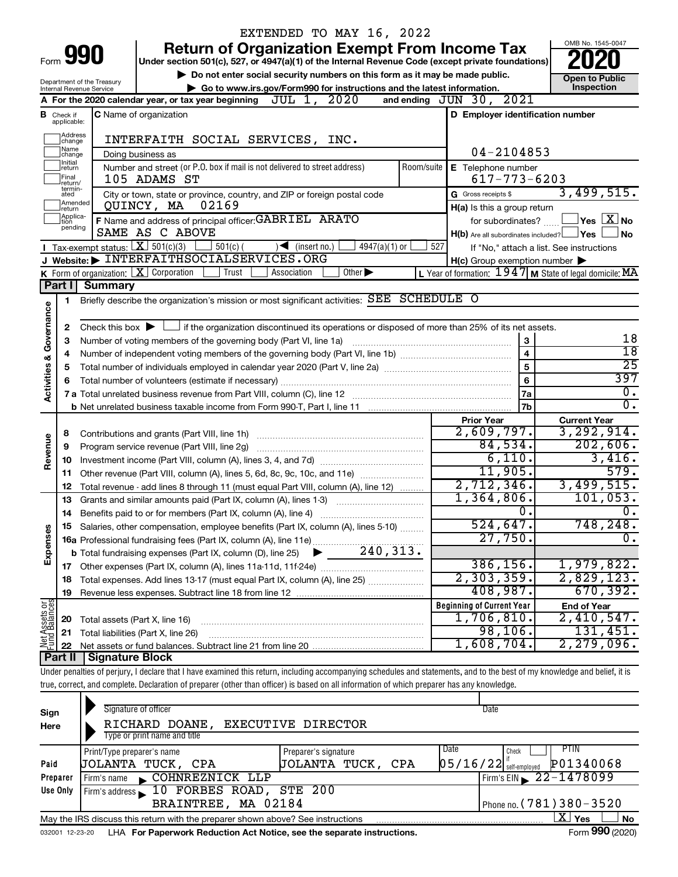EXTENDED TO MAY 16, 2022

# Form 990 — Return of Organization Exempt From Income Tax (2020)

Under section 501(c), 527, or 4947(a)(1) of the Internal Revenue Code (except private foundations)

▶ Do not enter social security numbers on this form as it may be made public.

▶ Go to www.irs.gov/Form990 for instructions and the latest information.

Department of the Treasury, Internal Revenue Service

OMB No. 1545-0047 — **Open to Public Inspection**

**A** For the 2020 calendar year, or tax year beginning JUL 1, 2020 and ending JUN 30, 2021

**B** Check if applicable: Address change, Name change, Initial return, Final return/terminated, Amended return, Application pending

**C** Name of organization: INTERFAITH SOCIAL SERVICES, INC.

Doing business as

Number and street (or P.O. box if mail is not delivered to street address): 105 ADAMS ST — Room/suite

City or town, state or province, country, and ZIP or foreign postal code: QUINCY, MA 02169

**D** Employer identification number: 04-2104853

**E** Telephone number: 617-773-6203

**G** Gross receipts $ 3,499,515.

**F** Name and address of principal officer: GABRIEL ARATO, SAME AS C ABOVE

**H(a)** Is this a group return for subordinates? Yes [ ] No [X]

**H(b)** Are all subordinates included? Yes [ ] No [ ] — If "No," attach a list. See instructions

**H(c)** Group exemption number ▶

**I** Tax-exempt status: [X] 501(c)(3) [ ] 501(c) ( ) ◀ (insert no.) [ ] 4947(a)(1) or [ ] 527

**J** Website: ▶ INTERFAITHSOCIALSERVICES.ORG

**K** Form of organization: [X] Corporation [ ] Trust [ ] Association [ ] Other ▶

**L** Year of formation: 1947 **M** State of legal domicile: MA

## Part I — Summary

**Activities & Governance**

1. Briefly describe the organization's mission or most significant activities: SEE SCHEDULE O
2. Check this box ▶ [ ] if the organization discontinued its operations or disposed of more than 25% of its net assets.

| Line | Description | | Value |
|---|---|---|---|
| 3 | Number of voting members of the governing body (Part VI, line 1a) | 3 | 18 |
| 4 | Number of independent voting members of the governing body (Part VI, line 1b) | 4 | 18 |
| 5 | Total number of individuals employed in calendar year 2020 (Part V, line 2a) | 5 | 25 |
| 6 | Total number of volunteers (estimate if necessary) | 6 | 397 |
| 7a | Total unrelated business revenue from Part VIII, column (C), line 12 | 7a | 0. |
| 7b | Net unrelated business taxable income from Form 990-T, Part I, line 11 | 7b | 0. |

| Line | Description | Prior Year | Current Year |
|---|---|---|---|
| **Revenue** | | | |
| 8 | Contributions and grants (Part VIII, line 1h) | 2,609,797. | 3,292,914. |
| 9 | Program service revenue (Part VIII, line 2g) | 84,534. | 202,606. |
| 10 | Investment income (Part VIII, column (A), lines 3, 4, and 7d) | 6,110. | 3,416. |
| 11 | Other revenue (Part VIII, column (A), lines 5, 6d, 8c, 9c, 10c, and 11e) | 11,905. | 579. |
| 12 | Total revenue - add lines 8 through 11 (must equal Part VIII, column (A), line 12) | 2,712,346. | 3,499,515. |
| **Expenses** | | | |
| 13 | Grants and similar amounts paid (Part IX, column (A), lines 1-3) | 1,364,806. | 101,053. |
| 14 | Benefits paid to or for members (Part IX, column (A), line 4) | 0. | 0. |
| 15 | Salaries, other compensation, employee benefits (Part IX, column (A), lines 5-10) | 524,647. | 748,248. |
| 16a | Professional fundraising fees (Part IX, column (A), line 11e) | 27,750. | 0. |
| b | Total fundraising expenses (Part IX, column (D), line 25) ▶ 240,313. | | |
| 17 | Other expenses (Part IX, column (A), lines 11a-11d, 11f-24e) | 386,156. | 1,979,822. |
| 18 | Total expenses. Add lines 13-17 (must equal Part IX, column (A), line 25) | 2,303,359. | 2,829,123. |
| 19 | Revenue less expenses. Subtract line 18 from line 12 | 408,987. | 670,392. |

| Line | Net Assets or Fund Balances | Beginning of Current Year | End of Year |
|---|---|---|---|
| 20 | Total assets (Part X, line 16) | 1,706,810. | 2,410,547. |
| 21 | Total liabilities (Part X, line 26) | 98,106. | 131,451. |
| 22 | Net assets or fund balances. Subtract line 21 from line 20 | 1,608,704. | 2,279,096. |

## Part II — Signature Block

Under penalties of perjury, I declare that I have examined this return, including accompanying schedules and statements, and to the best of my knowledge and belief, it is true, correct, and complete. Declaration of preparer (other than officer) is based on all information of which preparer has any knowledge.

**Sign Here**

Signature of officer — Date

RICHARD DOANE, EXECUTIVE DIRECTOR

Type or print name and title

**Paid Preparer Use Only**

| Print/Type preparer's name | Preparer's signature | Date | Check if self-employed | PTIN |
|---|---|---|---|---|
| JOLANTA TUCK, CPA | JOLANTA TUCK, CPA | 05/16/22 | | P01340068 |

Firm's name ▶ COHNREZNICK LLP — Firm's EIN ▶ 22-1478099

Firm's address ▶ 10 FORBES ROAD, STE 200, BRAINTREE, MA 02184 — Phone no. (781)380-3520

May the IRS discuss this return with the preparer shown above? See instructions [X] Yes [ ] No

032001 12-23-20 LHA For Paperwork Reduction Act Notice, see the separate instructions. Form 990 (2020)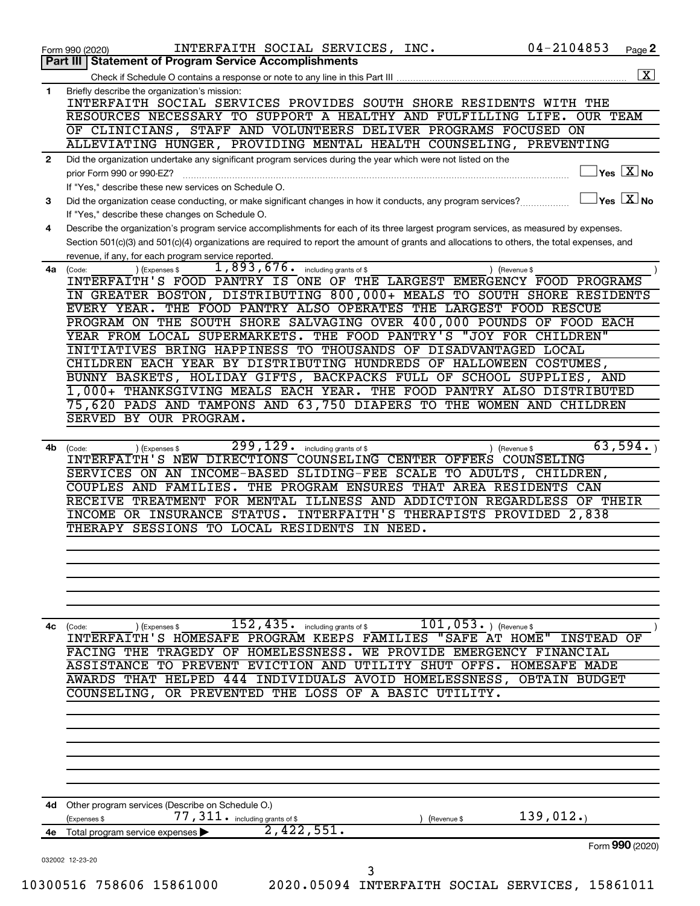Form 990 (2020) INTERFAITH SOCIAL SERVICES, INC. 04-2104853 Page **2**

## Part III | Statement of Program Service Accomplishments

Check if Schedule O contains a response or note to any line in this Part III .......... [X]

**1** Briefly describe the organization's mission:

INTERFAITH SOCIAL SERVICES PROVIDES SOUTH SHORE RESIDENTS WITH THE RESOURCES NECESSARY TO SUPPORT A HEALTHY AND FULFILLING LIFE. OUR TEAM OF CLINICIANS, STAFF AND VOLUNTEERS DELIVER PROGRAMS FOCUSED ON ALLEVIATING HUNGER, PROVIDING MENTAL HEALTH COUNSELING, PREVENTING

**2** Did the organization undertake any significant program services during the year which were not listed on the prior Form 990 or 990-EZ? .......... [ ] Yes [X] No

If "Yes," describe these new services on Schedule O.

**3** Did the organization cease conducting, or make significant changes in how it conducts, any program services? .......... [ ] Yes [X] No

If "Yes," describe these changes on Schedule O.

**4** Describe the organization's program service accomplishments for each of its three largest program services, as measured by expenses. Section 501(c)(3) and 501(c)(4) organizations are required to report the amount of grants and allocations to others, the total expenses, and revenue, if any, for each program service reported.

**4a** (Code: ) (Expenses $ 1,893,676. including grants of $ ) (Revenue $ )

INTERFAITH'S FOOD PANTRY IS ONE OF THE LARGEST EMERGENCY FOOD PROGRAMS IN GREATER BOSTON, DISTRIBUTING 800,000+ MEALS TO SOUTH SHORE RESIDENTS EVERY YEAR. THE FOOD PANTRY ALSO OPERATES THE LARGEST FOOD RESCUE PROGRAM ON THE SOUTH SHORE SALVAGING OVER 400,000 POUNDS OF FOOD EACH YEAR FROM LOCAL SUPERMARKETS. THE FOOD PANTRY'S "JOY FOR CHILDREN" INITIATIVES BRING HAPPINESS TO THOUSANDS OF DISADVANTAGED LOCAL CHILDREN EACH YEAR BY DISTRIBUTING HUNDREDS OF HALLOWEEN COSTUMES, BUNNY BASKETS, HOLIDAY GIFTS, BACKPACKS FULL OF SCHOOL SUPPLIES, AND 1,000+ THANKSGIVING MEALS EACH YEAR. THE FOOD PANTRY ALSO DISTRIBUTED 75,620 PADS AND TAMPONS AND 63,750 DIAPERS TO THE WOMEN AND CHILDREN SERVED BY OUR PROGRAM.

**4b** (Code: ) (Expenses $ 299,129. including grants of $ ) (Revenue $ 63,594. )

INTERFAITH'S NEW DIRECTIONS COUNSELING CENTER OFFERS COUNSELING SERVICES ON AN INCOME-BASED SLIDING-FEE SCALE TO ADULTS, CHILDREN, COUPLES AND FAMILIES. THE PROGRAM ENSURES THAT AREA RESIDENTS CAN RECEIVE TREATMENT FOR MENTAL ILLNESS AND ADDICTION REGARDLESS OF THEIR INCOME OR INSURANCE STATUS. INTERFAITH'S THERAPISTS PROVIDED 2,838 THERAPY SESSIONS TO LOCAL RESIDENTS IN NEED.

**4c** (Code: ) (Expenses $ 152,435. including grants of $ 101,053. ) (Revenue $ )

INTERFAITH'S HOMESAFE PROGRAM KEEPS FAMILIES "SAFE AT HOME" INSTEAD OF FACING THE TRAGEDY OF HOMELESSNESS. WE PROVIDE EMERGENCY FINANCIAL ASSISTANCE TO PREVENT EVICTION AND UTILITY SHUT OFFS. HOMESAFE MADE AWARDS THAT HELPED 444 INDIVIDUALS AVOID HOMELESSNESS, OBTAIN BUDGET COUNSELING, OR PREVENTED THE LOSS OF A BASIC UTILITY.

**4d** Other program services (Describe on Schedule O.)

(Expenses $ 77,311. including grants of $ ) (Revenue $ 139,012.)

**4e** Total program service expenses ▶ 2,422,551.

Form **990** (2020)

032002 12-23-20

10300516 758606 15861000 2020.05094 INTERFAITH SOCIAL SERVICES, 15861011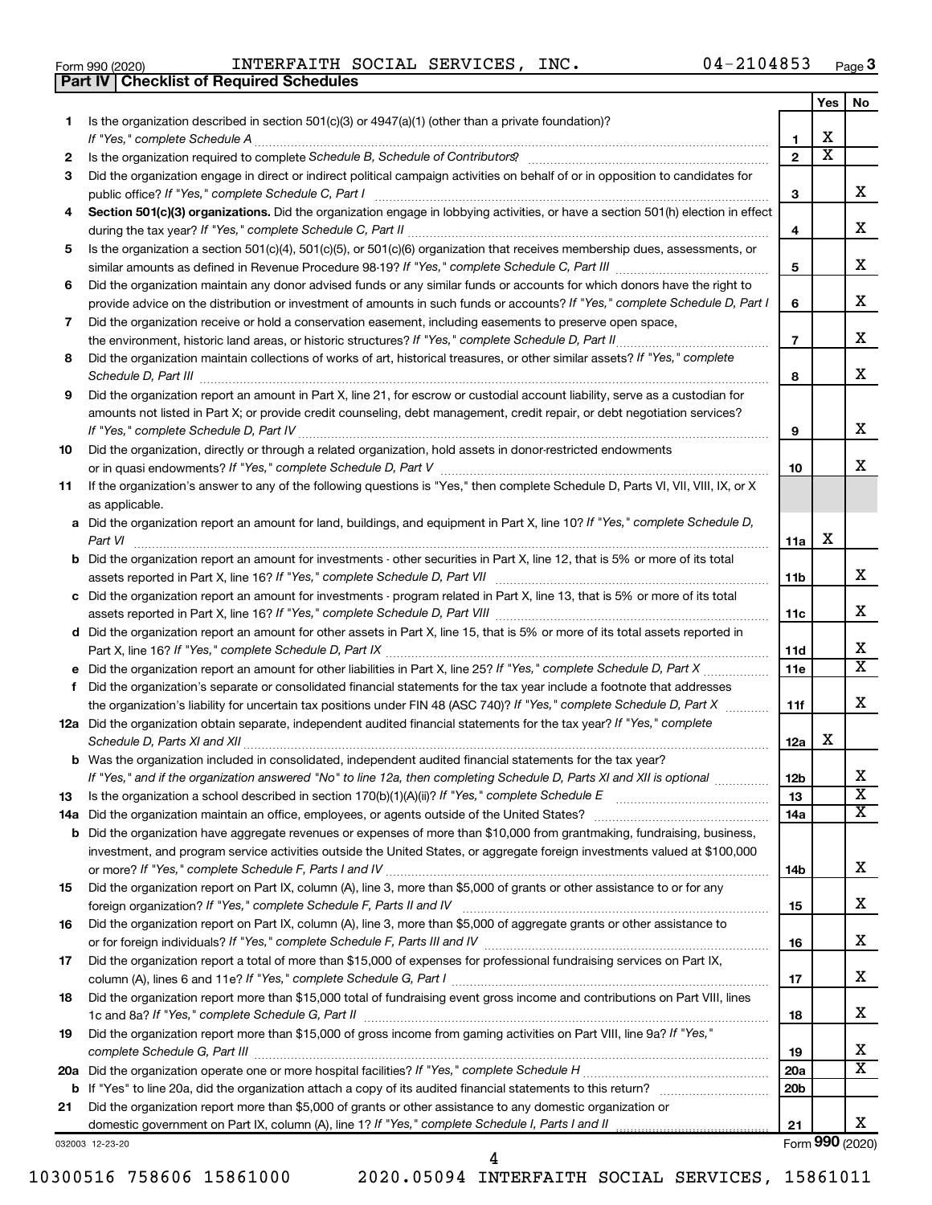Form 990 (2020) INTERFAITH SOCIAL SERVICES, INC. 04-2104853 Page 3

## Part IV | Checklist of Required Schedules

| | | | Yes | No |
|---|---|---|---|---|
| 1 | Is the organization described in section 501(c)(3) or 4947(a)(1) (other than a private foundation)? *If "Yes," complete Schedule A* | 1 | X | |
| 2 | Is the organization required to complete *Schedule B, Schedule of Contributors*? | 2 | X | |
| 3 | Did the organization engage in direct or indirect political campaign activities on behalf of or in opposition to candidates for public office? *If "Yes," complete Schedule C, Part I* | 3 | | X |
| 4 | **Section 501(c)(3) organizations.** Did the organization engage in lobbying activities, or have a section 501(h) election in effect during the tax year? *If "Yes," complete Schedule C, Part II* | 4 | | X |
| 5 | Is the organization a section 501(c)(4), 501(c)(5), or 501(c)(6) organization that receives membership dues, assessments, or similar amounts as defined in Revenue Procedure 98-19? *If "Yes," complete Schedule C, Part III* | 5 | | X |
| 6 | Did the organization maintain any donor advised funds or any similar funds or accounts for which donors have the right to provide advice on the distribution or investment of amounts in such funds or accounts? *If "Yes," complete Schedule D, Part I* | 6 | | X |
| 7 | Did the organization receive or hold a conservation easement, including easements to preserve open space, the environment, historic land areas, or historic structures? *If "Yes," complete Schedule D, Part II* | 7 | | X |
| 8 | Did the organization maintain collections of works of art, historical treasures, or other similar assets? *If "Yes," complete Schedule D, Part III* | 8 | | X |
| 9 | Did the organization report an amount in Part X, line 21, for escrow or custodial account liability, serve as a custodian for amounts not listed in Part X; or provide credit counseling, debt management, credit repair, or debt negotiation services? *If "Yes," complete Schedule D, Part IV* | 9 | | X |
| 10 | Did the organization, directly or through a related organization, hold assets in donor-restricted endowments or in quasi endowments? *If "Yes," complete Schedule D, Part V* | 10 | | X |
| 11 | If the organization's answer to any of the following questions is "Yes," then complete Schedule D, Parts VI, VII, VIII, IX, or X as applicable. | | | |
| a | Did the organization report an amount for land, buildings, and equipment in Part X, line 10? *If "Yes," complete Schedule D, Part VI* | 11a | X | |
| b | Did the organization report an amount for investments - other securities in Part X, line 12, that is 5% or more of its total assets reported in Part X, line 16? *If "Yes," complete Schedule D, Part VII* | 11b | | X |
| c | Did the organization report an amount for investments - program related in Part X, line 13, that is 5% or more of its total assets reported in Part X, line 16? *If "Yes," complete Schedule D, Part VIII* | 11c | | X |
| d | Did the organization report an amount for other assets in Part X, line 15, that is 5% or more of its total assets reported in Part X, line 16? *If "Yes," complete Schedule D, Part IX* | 11d | | X |
| e | Did the organization report an amount for other liabilities in Part X, line 25? *If "Yes," complete Schedule D, Part X* | 11e | | X |
| f | Did the organization's separate or consolidated financial statements for the tax year include a footnote that addresses the organization's liability for uncertain tax positions under FIN 48 (ASC 740)? *If "Yes," complete Schedule D, Part X* | 11f | | X |
| 12a | Did the organization obtain separate, independent audited financial statements for the tax year? *If "Yes," complete Schedule D, Parts XI and XII* | 12a | X | |
| b | Was the organization included in consolidated, independent audited financial statements for the tax year? *If "Yes," and if the organization answered "No" to line 12a, then completing Schedule D, Parts XI and XII is optional* | 12b | | X |
| 13 | Is the organization a school described in section 170(b)(1)(A)(ii)? *If "Yes," complete Schedule E* | 13 | | X |
| 14a | Did the organization maintain an office, employees, or agents outside of the United States? | 14a | | X |
| b | Did the organization have aggregate revenues or expenses of more than $10,000 from grantmaking, fundraising, business, investment, and program service activities outside the United States, or aggregate foreign investments valued at $100,000 or more? *If "Yes," complete Schedule F, Parts I and IV* | 14b | | X |
| 15 | Did the organization report on Part IX, column (A), line 3, more than $5,000 of grants or other assistance to or for any foreign organization? *If "Yes," complete Schedule F, Parts II and IV* | 15 | | X |
| 16 | Did the organization report on Part IX, column (A), line 3, more than $5,000 of aggregate grants or other assistance to or for foreign individuals? *If "Yes," complete Schedule F, Parts III and IV* | 16 | | X |
| 17 | Did the organization report a total of more than $15,000 of expenses for professional fundraising services on Part IX, column (A), lines 6 and 11e? *If "Yes," complete Schedule G, Part I* | 17 | | X |
| 18 | Did the organization report more than $15,000 total of fundraising event gross income and contributions on Part VIII, lines 1c and 8a? *If "Yes," complete Schedule G, Part II* | 18 | | X |
| 19 | Did the organization report more than $15,000 of gross income from gaming activities on Part VIII, line 9a? *If "Yes," complete Schedule G, Part III* | 19 | | X |
| 20a | Did the organization operate one or more hospital facilities? *If "Yes," complete Schedule H* | 20a | | X |
| b | If "Yes" to line 20a, did the organization attach a copy of its audited financial statements to this return? | 20b | | |
| 21 | Did the organization report more than $5,000 of grants or other assistance to any domestic organization or domestic government on Part IX, column (A), line 1? *If "Yes," complete Schedule I, Parts I and II* | 21 | | X |

032003 12-23-20 Form **990** (2020)

10300516 758606 15861000 2020.05094 INTERFAITH SOCIAL SERVICES, 15861011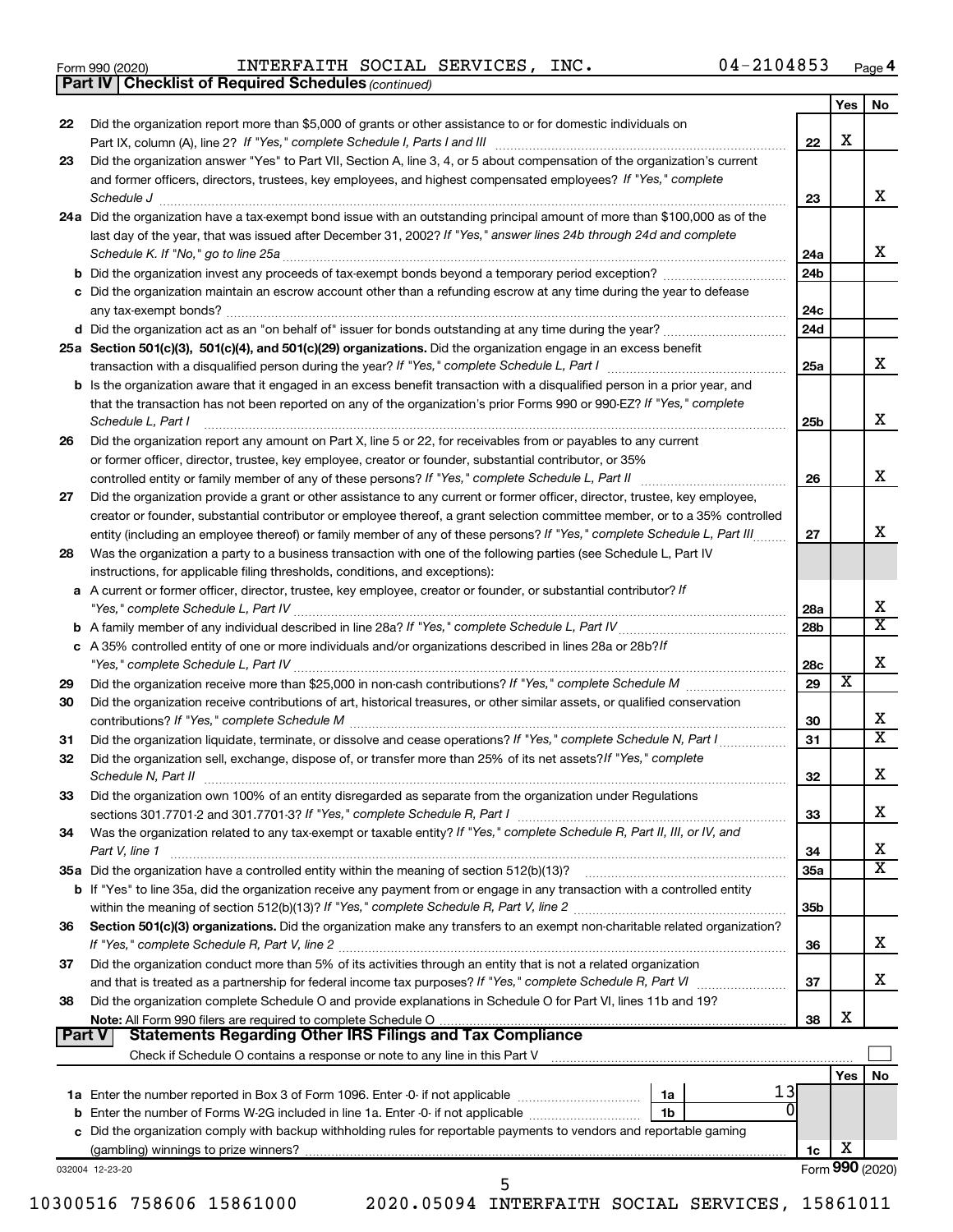Form 990 (2020) INTERFAITH SOCIAL SERVICES, INC. 04-2104853 Page 4

**Part IV | Checklist of Required Schedules** *(continued)*

| | | | Yes | No |
|---|---|---|---|---|
| 22 | Did the organization report more than $5,000 of grants or other assistance to or for domestic individuals on Part IX, column (A), line 2? *If "Yes," complete Schedule I, Parts I and III* | 22 | X | |
| 23 | Did the organization answer "Yes" to Part VII, Section A, line 3, 4, or 5 about compensation of the organization's current and former officers, directors, trustees, key employees, and highest compensated employees? *If "Yes," complete Schedule J* | 23 | | X |
| 24a | Did the organization have a tax-exempt bond issue with an outstanding principal amount of more than $100,000 as of the last day of the year, that was issued after December 31, 2002? *If "Yes," answer lines 24b through 24d and complete Schedule K. If "No," go to line 25a* | 24a | | X |
| b | Did the organization invest any proceeds of tax-exempt bonds beyond a temporary period exception? | 24b | | |
| c | Did the organization maintain an escrow account other than a refunding escrow at any time during the year to defease any tax-exempt bonds? | 24c | | |
| d | Did the organization act as an "on behalf of" issuer for bonds outstanding at any time during the year? | 24d | | |
| 25a | **Section 501(c)(3), 501(c)(4), and 501(c)(29) organizations.** Did the organization engage in an excess benefit transaction with a disqualified person during the year? *If "Yes," complete Schedule L, Part I* | 25a | | X |
| b | Is the organization aware that it engaged in an excess benefit transaction with a disqualified person in a prior year, and that the transaction has not been reported on any of the organization's prior Forms 990 or 990-EZ? *If "Yes," complete Schedule L, Part I* | 25b | | X |
| 26 | Did the organization report any amount on Part X, line 5 or 22, for receivables from or payables to any current or former officer, director, trustee, key employee, creator or founder, substantial contributor, or 35% controlled entity or family member of any of these persons? *If "Yes," complete Schedule L, Part II* | 26 | | X |
| 27 | Did the organization provide a grant or other assistance to any current or former officer, director, trustee, key employee, creator or founder, substantial contributor or employee thereof, a grant selection committee member, or to a 35% controlled entity (including an employee thereof) or family member of any of these persons? *If "Yes," complete Schedule L, Part III* | 27 | | X |
| 28 | Was the organization a party to a business transaction with one of the following parties (see Schedule L, Part IV instructions, for applicable filing thresholds, conditions, and exceptions): | | | |
| a | A current or former officer, director, trustee, key employee, creator or founder, or substantial contributor? *If "Yes," complete Schedule L, Part IV* | 28a | | X |
| b | A family member of any individual described in line 28a? *If "Yes," complete Schedule L, Part IV* | 28b | | X |
| c | A 35% controlled entity of one or more individuals and/or organizations described in lines 28a or 28b? *If "Yes," complete Schedule L, Part IV* | 28c | | X |
| 29 | Did the organization receive more than $25,000 in non-cash contributions? *If "Yes," complete Schedule M* | 29 | X | |
| 30 | Did the organization receive contributions of art, historical treasures, or other similar assets, or qualified conservation contributions? *If "Yes," complete Schedule M* | 30 | | X |
| 31 | Did the organization liquidate, terminate, or dissolve and cease operations? *If "Yes," complete Schedule N, Part I* | 31 | | X |
| 32 | Did the organization sell, exchange, dispose of, or transfer more than 25% of its net assets? *If "Yes," complete Schedule N, Part II* | 32 | | X |
| 33 | Did the organization own 100% of an entity disregarded as separate from the organization under Regulations sections 301.7701-2 and 301.7701-3? *If "Yes," complete Schedule R, Part I* | 33 | | X |
| 34 | Was the organization related to any tax-exempt or taxable entity? *If "Yes," complete Schedule R, Part II, III, or IV, and Part V, line 1* | 34 | | X |
| 35a | Did the organization have a controlled entity within the meaning of section 512(b)(13)? | 35a | | X |
| b | If "Yes" to line 35a, did the organization receive any payment from or engage in any transaction with a controlled entity within the meaning of section 512(b)(13)? *If "Yes," complete Schedule R, Part V, line 2* | 35b | | |
| 36 | **Section 501(c)(3) organizations.** Did the organization make any transfers to an exempt non-charitable related organization? *If "Yes," complete Schedule R, Part V, line 2* | 36 | | X |
| 37 | Did the organization conduct more than 5% of its activities through an entity that is not a related organization and that is treated as a partnership for federal income tax purposes? *If "Yes," complete Schedule R, Part VI* | 37 | | X |
| 38 | Did the organization complete Schedule O and provide explanations in Schedule O for Part VI, lines 11b and 19? **Note:** All Form 990 filers are required to complete Schedule O | 38 | X | |

**Part V | Statements Regarding Other IRS Filings and Tax Compliance**

Check if Schedule O contains a response or note to any line in this Part V ☐

| | | | | | Yes | No |
|---|---|---|---|---|---|---|
| 1a | Enter the number reported in Box 3 of Form 1096. Enter -0- if not applicable | 1a | 13 | | | |
| b | Enter the number of Forms W-2G included in line 1a. Enter -0- if not applicable | 1b | 0 | | | |
| c | Did the organization comply with backup withholding rules for reportable payments to vendors and reportable gaming (gambling) winnings to prize winners? | | | 1c | X | |

032004 12-23-20 Form **990** (2020)

10300516 758606 15861000 2020.05094 INTERFAITH SOCIAL SERVICES, 15861011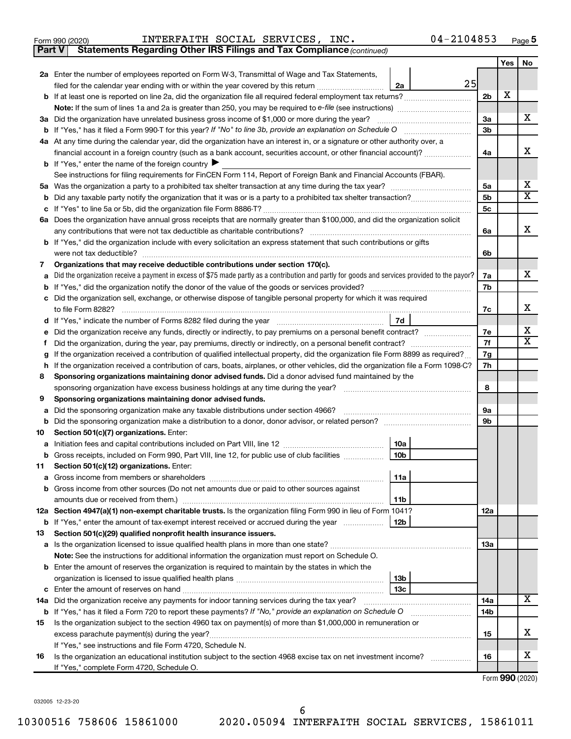Form 990 (2020) INTERFAITH SOCIAL SERVICES, INC. 04-2104853 Page 5

**Part V Statements Regarding Other IRS Filings and Tax Compliance** *(continued)*

| | | | | | Yes | No |
|---|---|---|---|---|---|---|
| 2a | Enter the number of employees reported on Form W-3, Transmittal of Wage and Tax Statements, filed for the calendar year ending with or within the year covered by this return | 2a | 25 | | | |
| b | If at least one is reported on line 2a, did the organization file all required federal employment tax returns? | | | 2b | X | |
| | **Note:** If the sum of lines 1a and 2a is greater than 250, you may be required to *e-file* (see instructions) | | | | | |
| 3a | Did the organization have unrelated business gross income of $1,000 or more during the year? | | | 3a | | X |
| b | If "Yes," has it filed a Form 990-T for this year? *If "No" to line 3b, provide an explanation on Schedule O* | | | 3b | | |
| 4a | At any time during the calendar year, did the organization have an interest in, or a signature or other authority over, a financial account in a foreign country (such as a bank account, securities account, or other financial account)? | | | 4a | | X |
| b | If "Yes," enter the name of the foreign country ▶ | | | | | |
| | See instructions for filing requirements for FinCEN Form 114, Report of Foreign Bank and Financial Accounts (FBAR). | | | | | |
| 5a | Was the organization a party to a prohibited tax shelter transaction at any time during the tax year? | | | 5a | | X |
| b | Did any taxable party notify the organization that it was or is a party to a prohibited tax shelter transaction? | | | 5b | | X |
| c | If "Yes" to line 5a or 5b, did the organization file Form 8886-T? | | | 5c | | |
| 6a | Does the organization have annual gross receipts that are normally greater than $100,000, and did the organization solicit any contributions that were not tax deductible as charitable contributions? | | | 6a | | X |
| b | If "Yes," did the organization include with every solicitation an express statement that such contributions or gifts were not tax deductible? | | | 6b | | |
| 7 | **Organizations that may receive deductible contributions under section 170(c).** | | | | | |
| a | Did the organization receive a payment in excess of $75 made partly as a contribution and partly for goods and services provided to the payor? | | | 7a | | X |
| b | If "Yes," did the organization notify the donor of the value of the goods or services provided? | | | 7b | | |
| c | Did the organization sell, exchange, or otherwise dispose of tangible personal property for which it was required to file Form 8282? | | | 7c | | X |
| d | If "Yes," indicate the number of Forms 8282 filed during the year | 7d | | | | |
| e | Did the organization receive any funds, directly or indirectly, to pay premiums on a personal benefit contract? | | | 7e | | X |
| f | Did the organization, during the year, pay premiums, directly or indirectly, on a personal benefit contract? | | | 7f | | X |
| g | If the organization received a contribution of qualified intellectual property, did the organization file Form 8899 as required? | | | 7g | | |
| h | If the organization received a contribution of cars, boats, airplanes, or other vehicles, did the organization file a Form 1098-C? | | | 7h | | |
| 8 | **Sponsoring organizations maintaining donor advised funds.** Did a donor advised fund maintained by the sponsoring organization have excess business holdings at any time during the year? | | | 8 | | |
| 9 | **Sponsoring organizations maintaining donor advised funds.** | | | | | |
| a | Did the sponsoring organization make any taxable distributions under section 4966? | | | 9a | | |
| b | Did the sponsoring organization make a distribution to a donor, donor advisor, or related person? | | | 9b | | |
| 10 | **Section 501(c)(7) organizations.** Enter: | | | | | |
| a | Initiation fees and capital contributions included on Part VIII, line 12 | 10a | | | | |
| b | Gross receipts, included on Form 990, Part VIII, line 12, for public use of club facilities | 10b | | | | |
| 11 | **Section 501(c)(12) organizations.** Enter: | | | | | |
| a | Gross income from members or shareholders | 11a | | | | |
| b | Gross income from other sources (Do not net amounts due or paid to other sources against amounts due or received from them.) | 11b | | | | |
| 12a | **Section 4947(a)(1) non-exempt charitable trusts.** Is the organization filing Form 990 in lieu of Form 1041? | | | 12a | | |
| b | If "Yes," enter the amount of tax-exempt interest received or accrued during the year | 12b | | | | |
| 13 | **Section 501(c)(29) qualified nonprofit health insurance issuers.** | | | | | |
| a | Is the organization licensed to issue qualified health plans in more than one state? | | | 13a | | |
| | **Note:** See the instructions for additional information the organization must report on Schedule O. | | | | | |
| b | Enter the amount of reserves the organization is required to maintain by the states in which the organization is licensed to issue qualified health plans | 13b | | | | |
| c | Enter the amount of reserves on hand | 13c | | | | |
| 14a | Did the organization receive any payments for indoor tanning services during the tax year? | | | 14a | | X |
| b | If "Yes," has it filed a Form 720 to report these payments? *If "No," provide an explanation on Schedule O* | | | 14b | | |
| 15 | Is the organization subject to the section 4960 tax on payment(s) of more than $1,000,000 in remuneration or excess parachute payment(s) during the year? | | | 15 | | X |
| | If "Yes," see instructions and file Form 4720, Schedule N. | | | | | |
| 16 | Is the organization an educational institution subject to the section 4968 excise tax on net investment income? | | | 16 | | X |
| | If "Yes," complete Form 4720, Schedule O. | | | | | |

Form **990** (2020)

032005 12-23-20

10300516 758606 15861000 2020.05094 INTERFAITH SOCIAL SERVICES, 15861011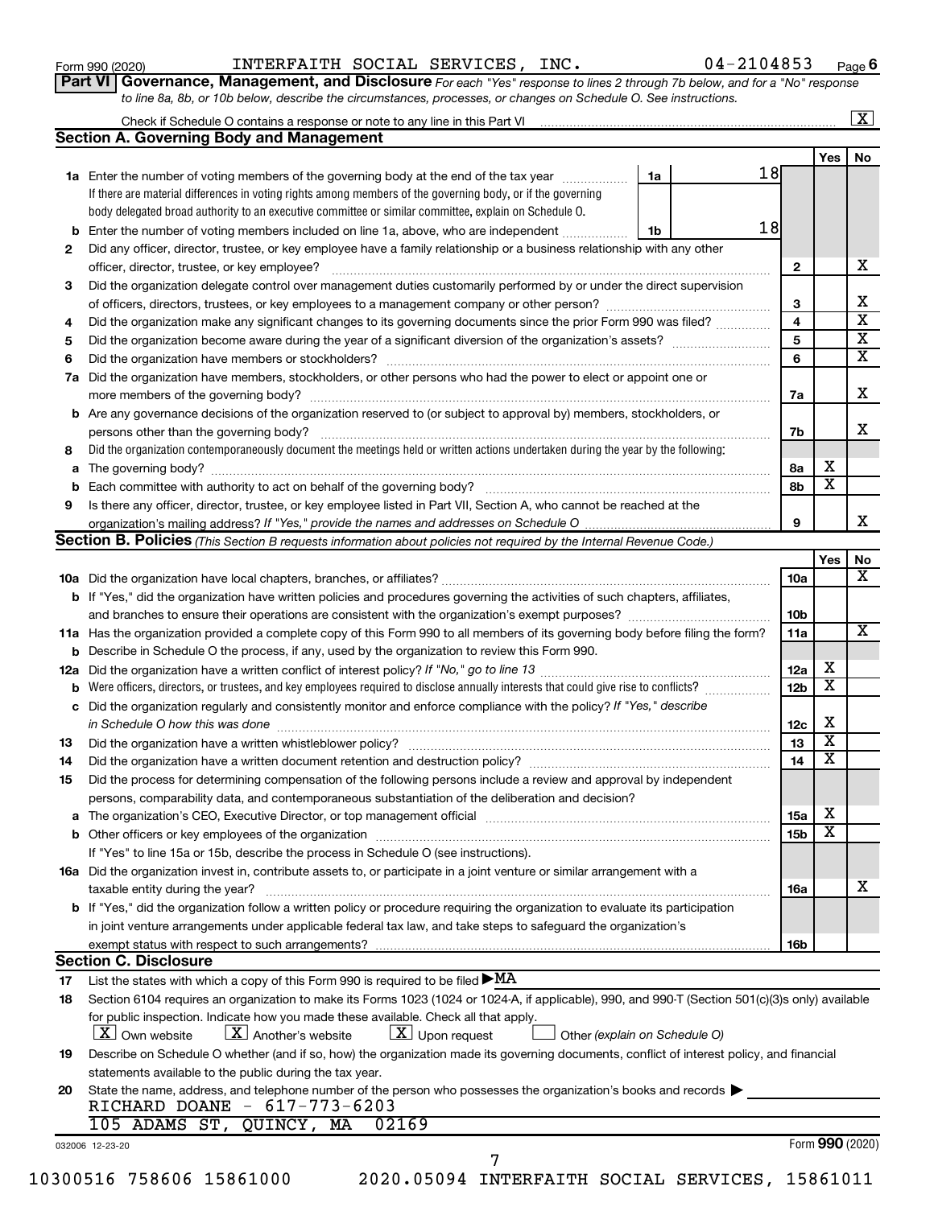Form 990 (2020) INTERFAITH SOCIAL SERVICES, INC. 04-2104853 Page 6

**Part VI Governance, Management, and Disclosure** *For each "Yes" response to lines 2 through 7b below, and for a "No" response to line 8a, 8b, or 10b below, describe the circumstances, processes, or changes on Schedule O. See instructions.*

Check if Schedule O contains a response or note to any line in this Part VI ..... [X]

## Section A. Governing Body and Management

| | | | Yes | No |
|---|---|---|---|---|
| **1a** | Enter the number of voting members of the governing body at the end of the tax year ..... **1a** 18<br>If there are material differences in voting rights among members of the governing body, or if the governing body delegated broad authority to an executive committee or similar committee, explain on Schedule O. | | | |
| **b** | Enter the number of voting members included on line 1a, above, who are independent ..... **1b** 18 | | | |
| **2** | Did any officer, director, trustee, or key employee have a family relationship or a business relationship with any other officer, director, trustee, or key employee? | 2 | | X |
| **3** | Did the organization delegate control over management duties customarily performed by or under the direct supervision of officers, directors, trustees, or key employees to a management company or other person? | 3 | | X |
| **4** | Did the organization make any significant changes to its governing documents since the prior Form 990 was filed? | 4 | | X |
| **5** | Did the organization become aware during the year of a significant diversion of the organization's assets? | 5 | | X |
| **6** | Did the organization have members or stockholders? | 6 | | X |
| **7a** | Did the organization have members, stockholders, or other persons who had the power to elect or appoint one or more members of the governing body? | 7a | | X |
| **b** | Are any governance decisions of the organization reserved to (or subject to approval by) members, stockholders, or persons other than the governing body? | 7b | | X |
| **8** | Did the organization contemporaneously document the meetings held or written actions undertaken during the year by the following: | | | |
| **a** | The governing body? | 8a | X | |
| **b** | Each committee with authority to act on behalf of the governing body? | 8b | X | |
| **9** | Is there any officer, director, trustee, or key employee listed in Part VII, Section A, who cannot be reached at the organization's mailing address? *If "Yes," provide the names and addresses on Schedule O* | 9 | | X |

## Section B. Policies *(This Section B requests information about policies not required by the Internal Revenue Code.)*

| | | | Yes | No |
|---|---|---|---|---|
| **10a** | Did the organization have local chapters, branches, or affiliates? | 10a | | X |
| **b** | If "Yes," did the organization have written policies and procedures governing the activities of such chapters, affiliates, and branches to ensure their operations are consistent with the organization's exempt purposes? | 10b | | |
| **11a** | Has the organization provided a complete copy of this Form 990 to all members of its governing body before filing the form? | 11a | | X |
| **b** | Describe in Schedule O the process, if any, used by the organization to review this Form 990. | | | |
| **12a** | Did the organization have a written conflict of interest policy? *If "No," go to line 13* | 12a | X | |
| **b** | Were officers, directors, or trustees, and key employees required to disclose annually interests that could give rise to conflicts? | 12b | X | |
| **c** | Did the organization regularly and consistently monitor and enforce compliance with the policy? *If "Yes," describe in Schedule O how this was done* | 12c | X | |
| **13** | Did the organization have a written whistleblower policy? | 13 | X | |
| **14** | Did the organization have a written document retention and destruction policy? | 14 | X | |
| **15** | Did the process for determining compensation of the following persons include a review and approval by independent persons, comparability data, and contemporaneous substantiation of the deliberation and decision? | | | |
| **a** | The organization's CEO, Executive Director, or top management official | 15a | X | |
| **b** | Other officers or key employees of the organization | 15b | X | |
| | If "Yes" to line 15a or 15b, describe the process in Schedule O (see instructions). | | | |
| **16a** | Did the organization invest in, contribute assets to, or participate in a joint venture or similar arrangement with a taxable entity during the year? | 16a | | X |
| **b** | If "Yes," did the organization follow a written policy or procedure requiring the organization to evaluate its participation in joint venture arrangements under applicable federal tax law, and take steps to safeguard the organization's exempt status with respect to such arrangements? | 16b | | |

## Section C. Disclosure

**17** List the states with which a copy of this Form 990 is required to be filed ▶ MA

**18** Section 6104 requires an organization to make its Forms 1023 (1024 or 1024-A, if applicable), 990, and 990-T (Section 501(c)(3)s only) available for public inspection. Indicate how you made these available. Check all that apply.

[X] Own website [X] Another's website [X] Upon request [ ] Other *(explain on Schedule O)*

**19** Describe on Schedule O whether (and if so, how) the organization made its governing documents, conflict of interest policy, and financial statements available to the public during the tax year.

**20** State the name, address, and telephone number of the person who possesses the organization's books and records ▶

RICHARD DOANE - 617-773-6203
105 ADAMS ST, QUINCY, MA 02169

032006 12-23-20 Form **990** (2020)

10300516 758606 15861000 2020.05094 INTERFAITH SOCIAL SERVICES, 15861011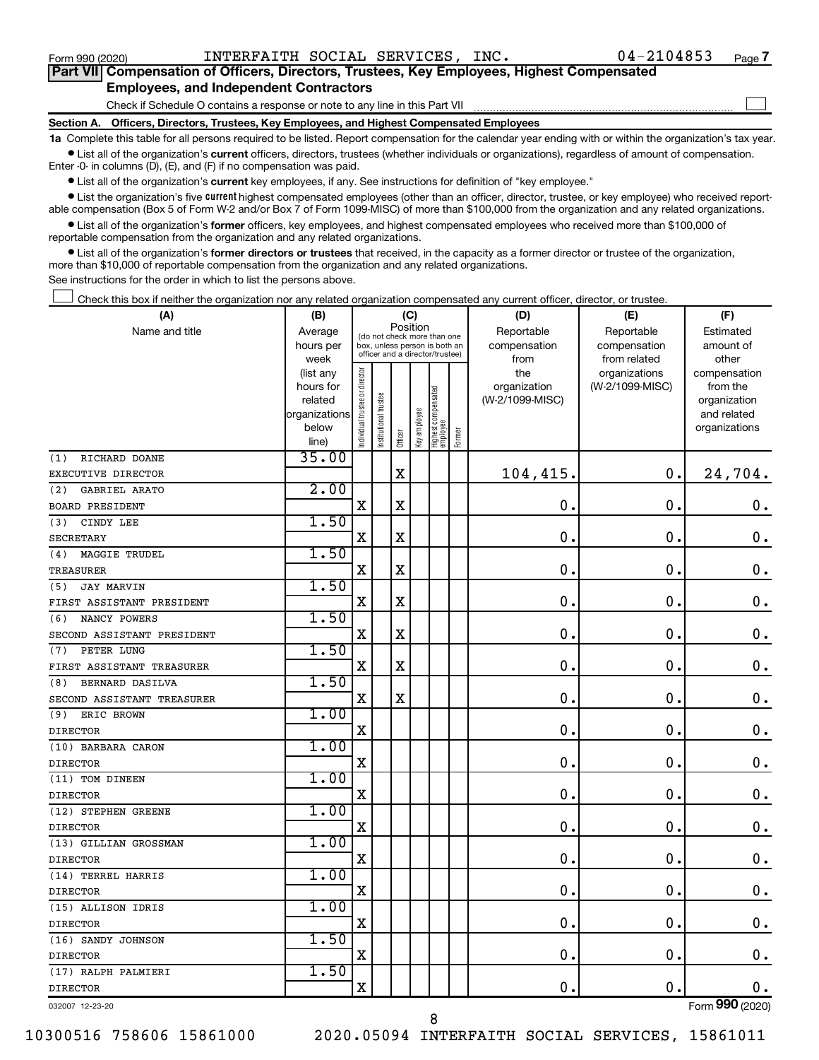Form 990 (2020) INTERFAITH SOCIAL SERVICES, INC. 04-2104853

## Part VII Compensation of Officers, Directors, Trustees, Key Employees, Highest Compensated Employees, and Independent Contractors

Check if Schedule O contains a response or note to any line in this Part VII ☐

### Section A. Officers, Directors, Trustees, Key Employees, and Highest Compensated Employees

**1a** Complete this table for all persons required to be listed. Report compensation for the calendar year ending with or within the organization's tax year.

- List all of the organization's **current** officers, directors, trustees (whether individuals or organizations), regardless of amount of compensation. Enter -0- in columns (D), (E), and (F) if no compensation was paid.
- List all of the organization's **current** key employees, if any. See instructions for definition of "key employee."
- List the organization's five **current** highest compensated employees (other than an officer, director, trustee, or key employee) who received reportable compensation (Box 5 of Form W-2 and/or Box 7 of Form 1099-MISC) of more than $100,000 from the organization and any related organizations.
- List all of the organization's **former** officers, key employees, and highest compensated employees who received more than $100,000 of reportable compensation from the organization and any related organizations.
- List all of the organization's **former directors or trustees** that received, in the capacity as a former director or trustee of the organization, more than $10,000 of reportable compensation from the organization and any related organizations.

See instructions for the order in which to list the persons above.

☐ Check this box if neither the organization nor any related organization compensated any current officer, director, or trustee.

| (A) Name and title | (B) Average hours per week (list any hours for related organizations below line) | (C) Position: Individual trustee or director | Institutional trustee | Officer | Key employee | Highest compensated employee | Former | (D) Reportable compensation from the organization (W-2/1099-MISC) | (E) Reportable compensation from related organizations (W-2/1099-MISC) | (F) Estimated amount of other compensation from the organization and related organizations |
|---|---|---|---|---|---|---|---|---|---|---|
| (1) RICHARD DOANE<br>EXECUTIVE DIRECTOR | 35.00 | | | X | | | | 104,415. | 0. | 24,704. |
| (2) GABRIEL ARATO<br>BOARD PRESIDENT | 2.00 | X | | X | | | | 0. | 0. | 0. |
| (3) CINDY LEE<br>SECRETARY | 1.50 | X | | X | | | | 0. | 0. | 0. |
| (4) MAGGIE TRUDEL<br>TREASURER | 1.50 | X | | X | | | | 0. | 0. | 0. |
| (5) JAY MARVIN<br>FIRST ASSISTANT PRESIDENT | 1.50 | X | | X | | | | 0. | 0. | 0. |
| (6) NANCY POWERS<br>SECOND ASSISTANT PRESIDENT | 1.50 | X | | X | | | | 0. | 0. | 0. |
| (7) PETER LUNG<br>FIRST ASSISTANT TREASURER | 1.50 | X | | X | | | | 0. | 0. | 0. |
| (8) BERNARD DASILVA<br>SECOND ASSISTANT TREASURER | 1.50 | X | | X | | | | 0. | 0. | 0. |
| (9) ERIC BROWN<br>DIRECTOR | 1.00 | X | | | | | | 0. | 0. | 0. |
| (10) BARBARA CARON<br>DIRECTOR | 1.00 | X | | | | | | 0. | 0. | 0. |
| (11) TOM DINEEN<br>DIRECTOR | 1.00 | X | | | | | | 0. | 0. | 0. |
| (12) STEPHEN GREENE<br>DIRECTOR | 1.00 | X | | | | | | 0. | 0. | 0. |
| (13) GILLIAN GROSSMAN<br>DIRECTOR | 1.00 | X | | | | | | 0. | 0. | 0. |
| (14) TERREL HARRIS<br>DIRECTOR | 1.00 | X | | | | | | 0. | 0. | 0. |
| (15) ALLISON IDRIS<br>DIRECTOR | 1.00 | X | | | | | | 0. | 0. | 0. |
| (16) SANDY JOHNSON<br>DIRECTOR | 1.50 | X | | | | | | 0. | 0. | 0. |
| (17) RALPH PALMIERI<br>DIRECTOR | 1.50 | X | | | | | | 0. | 0. | 0. |

032007 12-23-20 Form **990** (2020)

10300516 758606 15861000 2020.05094 INTERFAITH SOCIAL SERVICES, 15861011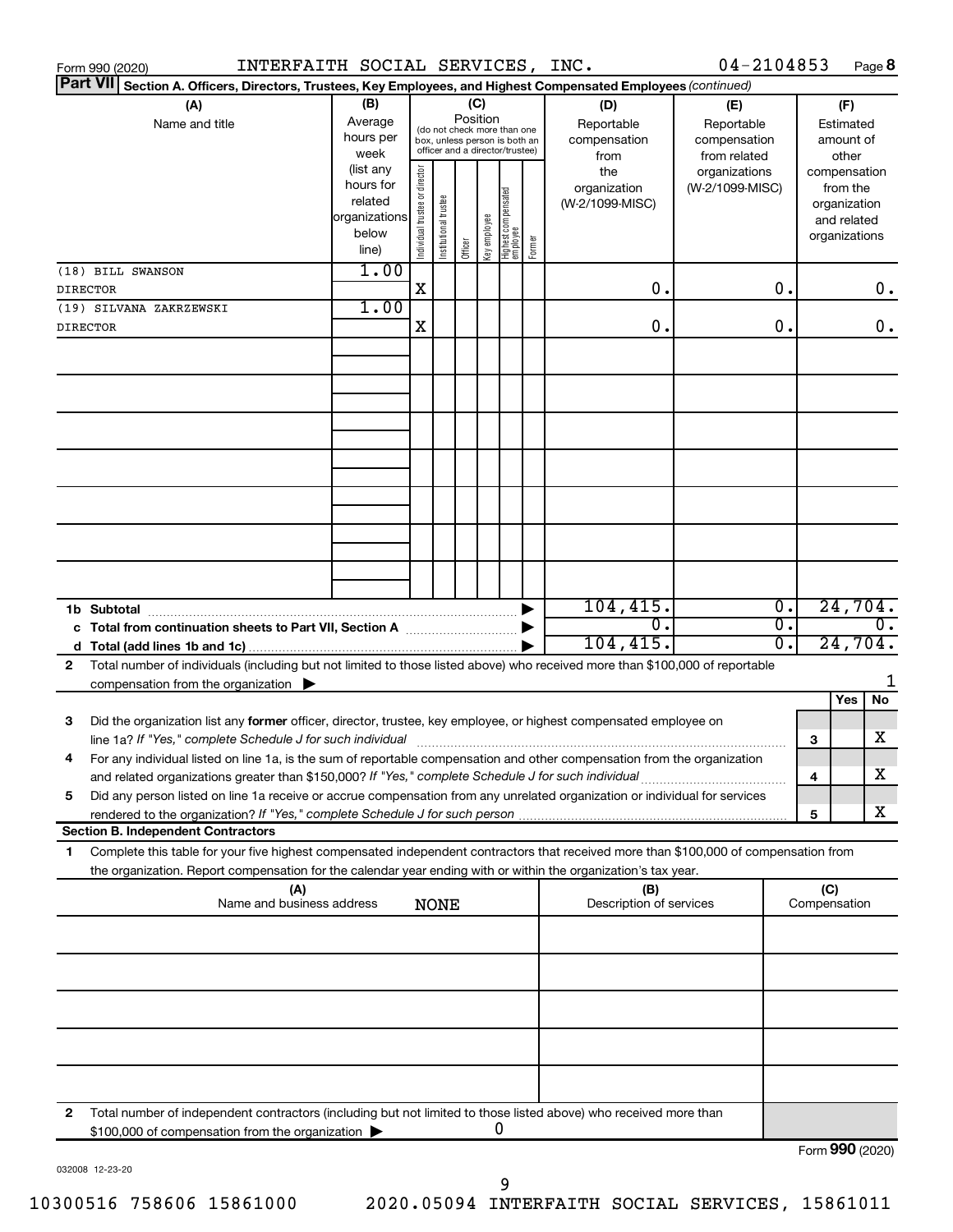Form 990 (2020) INTERFAITH SOCIAL SERVICES, INC. 04-2104853 Page 8

**Part VII Section A. Officers, Directors, Trustees, Key Employees, and Highest Compensated Employees** *(continued)*

| (A) Name and title | (B) Average hours per week (list any hours for related organizations below line) | (C) Position: Individual trustee or director | Institutional trustee | Officer | Key employee | Highest compensated employee | Former | (D) Reportable compensation from the organization (W-2/1099-MISC) | (E) Reportable compensation from related organizations (W-2/1099-MISC) | (F) Estimated amount of other compensation from the organization and related organizations |
|---|---|---|---|---|---|---|---|---|---|---|
| (18) BILL SWANSON<br>DIRECTOR | 1.00 | X | | | | | | 0. | 0. | 0. |
| (19) SILVANA ZAKRZEWSKI<br>DIRECTOR | 1.00 | X | | | | | | 0. | 0. | 0. |
| | | | | | | | | | | |
| **1b Subtotal** | | | | | | | | 104,415. | 0. | 24,704. |
| **c Total from continuation sheets to Part VII, Section A** | | | | | | | | 0. | 0. | 0. |
| **d Total (add lines 1b and 1c)** | | | | | | | | 104,415. | 0. | 24,704. |

**2** Total number of individuals (including but not limited to those listed above) who received more than $100,000 of reportable compensation from the organization ▶ 1

| | | Yes | No |
|---|---|---|---|
| **3** Did the organization list any **former** officer, director, trustee, key employee, or highest compensated employee on line 1a? *If "Yes," complete Schedule J for such individual* | 3 | | X |
| **4** For any individual listed on line 1a, is the sum of reportable compensation and other compensation from the organization and related organizations greater than $150,000? *If "Yes," complete Schedule J for such individual* | 4 | | X |
| **5** Did any person listed on line 1a receive or accrue compensation from any unrelated organization or individual for services rendered to the organization? *If "Yes," complete Schedule J for such person* | 5 | | X |

**Section B. Independent Contractors**

**1** Complete this table for your five highest compensated independent contractors that received more than $100,000 of compensation from the organization. Report compensation for the calendar year ending with or within the organization's tax year.

| (A) Name and business address | (B) Description of services | (C) Compensation |
|---|---|---|
| NONE | | |
| | | |
| | | |
| | | |
| | | |

**2** Total number of independent contractors (including but not limited to those listed above) who received more than $100,000 of compensation from the organization ▶ 0

Form **990** (2020)

032008 12-23-20

10300516 758606 15861000 2020.05094 INTERFAITH SOCIAL SERVICES, 15861011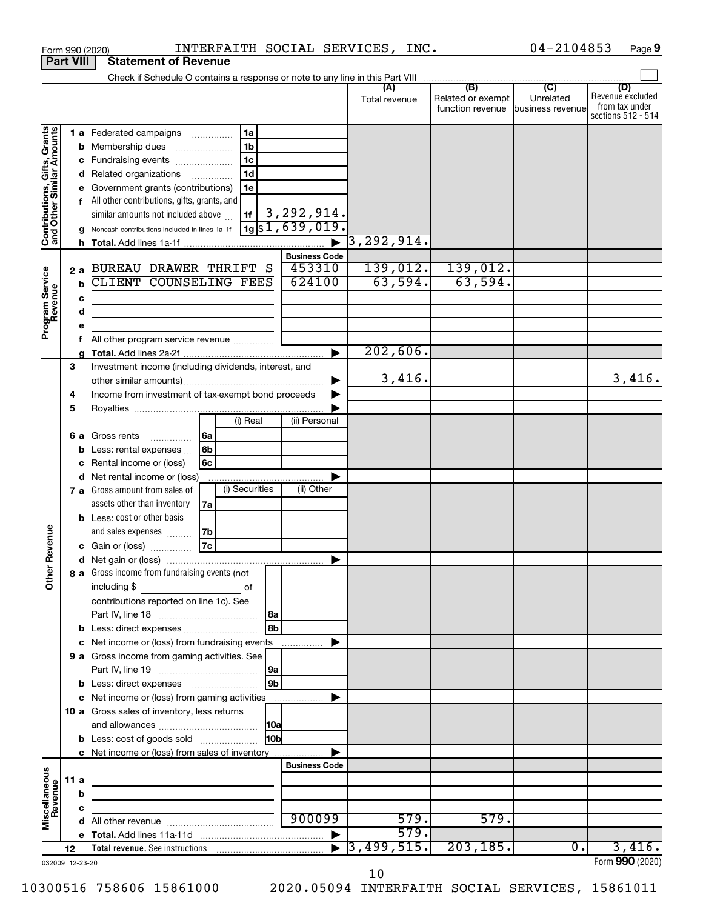Form 990 (2020) INTERFAITH SOCIAL SERVICES, INC. 04-2104853 Page 9

**Part VIII Statement of Revenue**

Check if Schedule O contains a response or note to any line in this Part VIII

| | | | | (A) Total revenue | (B) Related or exempt function revenue | (C) Unrelated business revenue | (D) Revenue excluded from tax under sections 512 - 514 |
|---|---|---|---|---|---|---|---|
| **Contributions, Gifts, Grants and Other Similar Amounts** | 1 a Federated campaigns | 1a | | | | | |
| | b Membership dues | 1b | | | | | |
| | c Fundraising events | 1c | | | | | |
| | d Related organizations | 1d | | | | | |
| | e Government grants (contributions) | 1e | | | | | |
| | f All other contributions, gifts, grants, and similar amounts not included above | 1f | 3,292,914. | | | | |
| | g Noncash contributions included in lines 1a-1f | 1g | $1,639,019. | | | | |
| | h **Total.** Add lines 1a-1f | | | 3,292,914. | | | |
| **Program Service Revenue** | | | **Business Code** | | | | |
| | 2 a BUREAU DRAWER THRIFT S | | 453310 | 139,012. | 139,012. | | |
| | b CLIENT COUNSELING FEES | | 624100 | 63,594. | 63,594. | | |
| | c | | | | | | |
| | d | | | | | | |
| | e | | | | | | |
| | f All other program service revenue | | | | | | |
| | g **Total.** Add lines 2a-2f | | | 202,606. | | | |
| **Other Revenue** | 3 Investment income (including dividends, interest, and other similar amounts) | | | 3,416. | | | 3,416. |
| | 4 Income from investment of tax-exempt bond proceeds | | | | | | |
| | 5 Royalties | | | | | | |
| | | (i) Real | (ii) Personal | | | | |
| | 6 a Gross rents 6a | | | | | | |
| | b Less: rental expenses 6b | | | | | | |
| | c Rental income or (loss) 6c | | | | | | |
| | d Net rental income or (loss) | | | | | | |
| | | (i) Securities | (ii) Other | | | | |
| | 7 a Gross amount from sales of assets other than inventory 7a | | | | | | |
| | b Less: cost or other basis and sales expenses 7b | | | | | | |
| | c Gain or (loss) 7c | | | | | | |
| | d Net gain or (loss) | | | | | | |
| | 8 a Gross income from fundraising events (not including $ of contributions reported on line 1c). See Part IV, line 18 | 8a | | | | | |
| | b Less: direct expenses | 8b | | | | | |
| | c Net income or (loss) from fundraising events | | | | | | |
| | 9 a Gross income from gaming activities. See Part IV, line 19 | 9a | | | | | |
| | b Less: direct expenses | 9b | | | | | |
| | c Net income or (loss) from gaming activities | | | | | | |
| | 10 a Gross sales of inventory, less returns and allowances | 10a | | | | | |
| | b Less: cost of goods sold | 10b | | | | | |
| | c Net income or (loss) from sales of inventory | | | | | | |
| **Miscellaneous Revenue** | | | **Business Code** | | | | |
| | 11 a | | | | | | |
| | b | | | | | | |
| | c | | | | | | |
| | d All other revenue | | 900099 | 579. | 579. | | |
| | e **Total.** Add lines 11a-11d | | | 579. | | | |
| | 12 **Total revenue.** See instructions | | | 3,499,515. | 203,185. | 0. | 3,416. |

032009 12-23-20

Form **990** (2020)

10300516 758606 15861000 2020.05094 INTERFAITH SOCIAL SERVICES, 15861011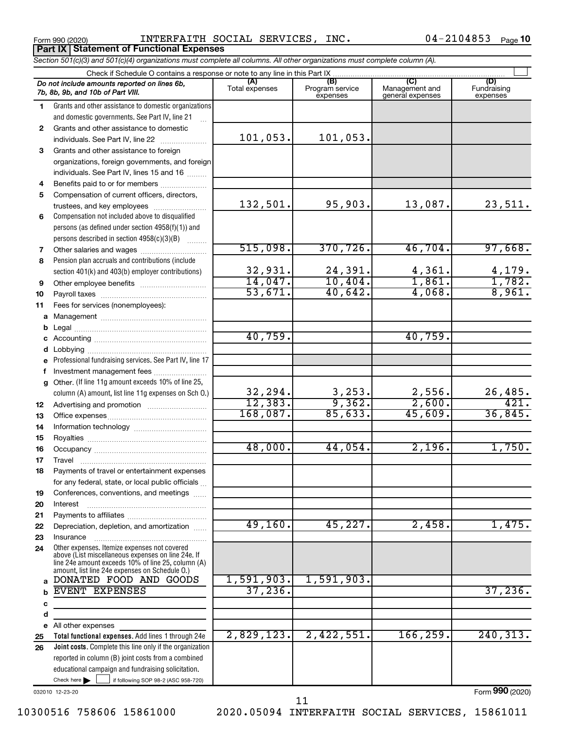Form 990 (2020) INTERFAITH SOCIAL SERVICES, INC. 04-2104853 Page 10

## Part IX Statement of Functional Expenses

*Section 501(c)(3) and 501(c)(4) organizations must complete all columns. All other organizations must complete column (A).*

Check if Schedule O contains a response or note to any line in this Part IX

| | *Do not include amounts reported on lines 6b, 7b, 8b, 9b, and 10b of Part VIII.* | (A) Total expenses | (B) Program service expenses | (C) Management and general expenses | (D) Fundraising expenses |
|---|---|---|---|---|---|
| 1 | Grants and other assistance to domestic organizations and domestic governments. See Part IV, line 21 | | | | |
| 2 | Grants and other assistance to domestic individuals. See Part IV, line 22 | 101,053. | 101,053. | | |
| 3 | Grants and other assistance to foreign organizations, foreign governments, and foreign individuals. See Part IV, lines 15 and 16 | | | | |
| 4 | Benefits paid to or for members | | | | |
| 5 | Compensation of current officers, directors, trustees, and key employees | 132,501. | 95,903. | 13,087. | 23,511. |
| 6 | Compensation not included above to disqualified persons (as defined under section 4958(f)(1)) and persons described in section 4958(c)(3)(B) | | | | |
| 7 | Other salaries and wages | 515,098. | 370,726. | 46,704. | 97,668. |
| 8 | Pension plan accruals and contributions (include section 401(k) and 403(b) employer contributions) | 32,931. | 24,391. | 4,361. | 4,179. |
| 9 | Other employee benefits | 14,047. | 10,404. | 1,861. | 1,782. |
| 10 | Payroll taxes | 53,671. | 40,642. | 4,068. | 8,961. |
| 11 | Fees for services (nonemployees): | | | | |
| a | Management | | | | |
| b | Legal | | | | |
| c | Accounting | 40,759. | | 40,759. | |
| d | Lobbying | | | | |
| e | Professional fundraising services. See Part IV, line 17 | | | | |
| f | Investment management fees | | | | |
| g | Other. (If line 11g amount exceeds 10% of line 25, column (A) amount, list line 11g expenses on Sch O.) | 32,294. | 3,253. | 2,556. | 26,485. |
| 12 | Advertising and promotion | 12,383. | 9,362. | 2,600. | 421. |
| 13 | Office expenses | 168,087. | 85,633. | 45,609. | 36,845. |
| 14 | Information technology | | | | |
| 15 | Royalties | | | | |
| 16 | Occupancy | 48,000. | 44,054. | 2,196. | 1,750. |
| 17 | Travel | | | | |
| 18 | Payments of travel or entertainment expenses for any federal, state, or local public officials | | | | |
| 19 | Conferences, conventions, and meetings | | | | |
| 20 | Interest | | | | |
| 21 | Payments to affiliates | | | | |
| 22 | Depreciation, depletion, and amortization | 49,160. | 45,227. | 2,458. | 1,475. |
| 23 | Insurance | | | | |
| 24 | Other expenses. Itemize expenses not covered above (List miscellaneous expenses on line 24e. If line 24e amount exceeds 10% of line 25, column (A) amount, list line 24e expenses on Schedule O.) | | | | |
| a | DONATED FOOD AND GOODS | 1,591,903. | 1,591,903. | | |
| b | EVENT EXPENSES | 37,236. | | | 37,236. |
| c | | | | | |
| d | | | | | |
| e | All other expenses | | | | |
| 25 | **Total functional expenses.** Add lines 1 through 24e | 2,829,123. | 2,422,551. | 166,259. | 240,313. |
| 26 | **Joint costs.** Complete this line only if the organization reported in column (B) joint costs from a combined educational campaign and fundraising solicitation. Check here ☐ if following SOP 98-2 (ASC 958-720) | | | | |

032010 12-23-20 Form 990 (2020)

10300516 758606 15861000 2020.05094 INTERFAITH SOCIAL SERVICES, 15861011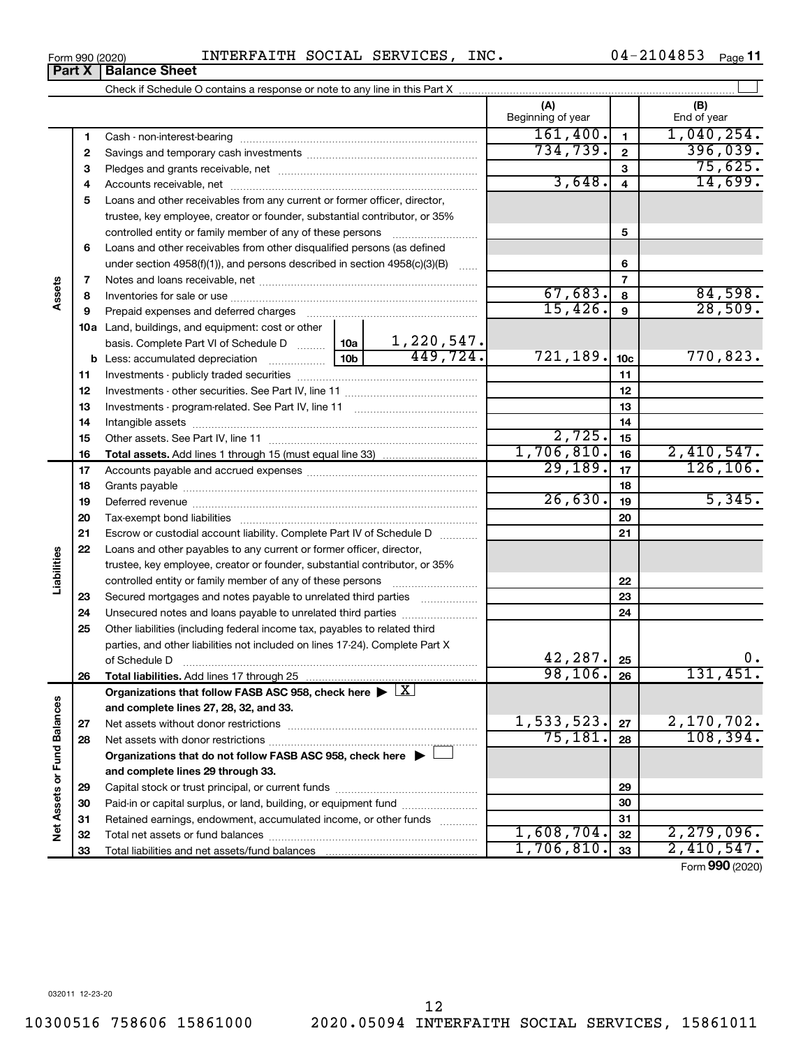Form 990 (2020) INTERFAITH SOCIAL SERVICES, INC. 04-2104853 Page **11**

## Part X Balance Sheet

Check if Schedule O contains a response or note to any line in this Part X ☐

| | | | | (A) Beginning of year | | (B) End of year |
|---|---|---|---|---|---|---|
| **Assets** | 1 | Cash - non-interest-bearing | | 161,400. | 1 | 1,040,254. |
| | 2 | Savings and temporary cash investments | | 734,739. | 2 | 396,039. |
| | 3 | Pledges and grants receivable, net | | | 3 | 75,625. |
| | 4 | Accounts receivable, net | | 3,648. | 4 | 14,699. |
| | 5 | Loans and other receivables from any current or former officer, director, trustee, key employee, creator or founder, substantial contributor, or 35% controlled entity or family member of any of these persons | | | 5 | |
| | 6 | Loans and other receivables from other disqualified persons (as defined under section 4958(f)(1)), and persons described in section 4958(c)(3)(B) | | | 6 | |
| | 7 | Notes and loans receivable, net | | | 7 | |
| | 8 | Inventories for sale or use | | 67,683. | 8 | 84,598. |
| | 9 | Prepaid expenses and deferred charges | | 15,426. | 9 | 28,509. |
| | 10a | Land, buildings, and equipment: cost or other basis. Complete Part VI of Schedule D | 10a 1,220,547. | | | |
| | b | Less: accumulated depreciation | 10b 449,724. | 721,189. | 10c | 770,823. |
| | 11 | Investments - publicly traded securities | | | 11 | |
| | 12 | Investments - other securities. See Part IV, line 11 | | | 12 | |
| | 13 | Investments - program-related. See Part IV, line 11 | | | 13 | |
| | 14 | Intangible assets | | | 14 | |
| | 15 | Other assets. See Part IV, line 11 | | 2,725. | 15 | |
| | 16 | **Total assets.** Add lines 1 through 15 (must equal line 33) | | 1,706,810. | 16 | 2,410,547. |
| **Liabilities** | 17 | Accounts payable and accrued expenses | | 29,189. | 17 | 126,106. |
| | 18 | Grants payable | | | 18 | |
| | 19 | Deferred revenue | | 26,630. | 19 | 5,345. |
| | 20 | Tax-exempt bond liabilities | | | 20 | |
| | 21 | Escrow or custodial account liability. Complete Part IV of Schedule D | | | 21 | |
| | 22 | Loans and other payables to any current or former officer, director, trustee, key employee, creator or founder, substantial contributor, or 35% controlled entity or family member of any of these persons | | | 22 | |
| | 23 | Secured mortgages and notes payable to unrelated third parties | | | 23 | |
| | 24 | Unsecured notes and loans payable to unrelated third parties | | | 24 | |
| | 25 | Other liabilities (including federal income tax, payables to related third parties, and other liabilities not included on lines 17-24). Complete Part X of Schedule D | | 42,287. | 25 | 0. |
| | 26 | **Total liabilities.** Add lines 17 through 25 | | 98,106. | 26 | 131,451. |
| **Net Assets or Fund Balances** | | **Organizations that follow FASB ASC 958, check here** ☒ **and complete lines 27, 28, 32, and 33.** | | | | |
| | 27 | Net assets without donor restrictions | | 1,533,523. | 27 | 2,170,702. |
| | 28 | Net assets with donor restrictions | | 75,181. | 28 | 108,394. |
| | | **Organizations that do not follow FASB ASC 958, check here** ☐ **and complete lines 29 through 33.** | | | | |
| | 29 | Capital stock or trust principal, or current funds | | | 29 | |
| | 30 | Paid-in or capital surplus, or land, building, or equipment fund | | | 30 | |
| | 31 | Retained earnings, endowment, accumulated income, or other funds | | | 31 | |
| | 32 | Total net assets or fund balances | | 1,608,704. | 32 | 2,279,096. |
| | 33 | Total liabilities and net assets/fund balances | | 1,706,810. | 33 | 2,410,547. |

Form **990** (2020)

032011 12-23-20

10300516 758606 15861000 2020.05094 INTERFAITH SOCIAL SERVICES, 15861011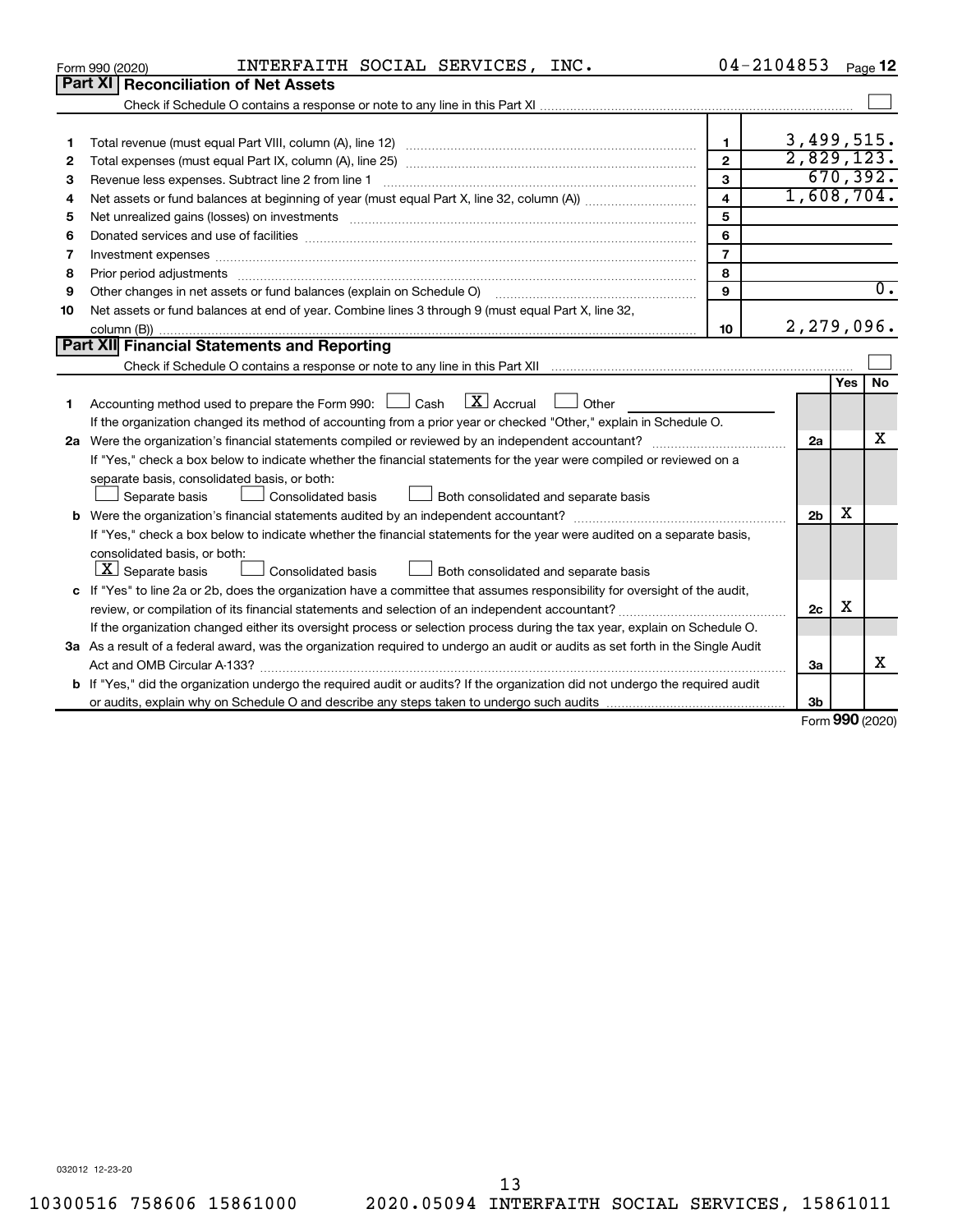Form 990 (2020) INTERFAITH SOCIAL SERVICES, INC. 04-2104853 Page 12

## Part XI Reconciliation of Net Assets

Check if Schedule O contains a response or note to any line in this Part XI ☐

| | | | |
|---|---|---|---|
| 1 | Total revenue (must equal Part VIII, column (A), line 12) | 1 | 3,499,515. |
| 2 | Total expenses (must equal Part IX, column (A), line 25) | 2 | 2,829,123. |
| 3 | Revenue less expenses. Subtract line 2 from line 1 | 3 | 670,392. |
| 4 | Net assets or fund balances at beginning of year (must equal Part X, line 32, column (A)) | 4 | 1,608,704. |
| 5 | Net unrealized gains (losses) on investments | 5 | |
| 6 | Donated services and use of facilities | 6 | |
| 7 | Investment expenses | 7 | |
| 8 | Prior period adjustments | 8 | |
| 9 | Other changes in net assets or fund balances (explain on Schedule O) | 9 | 0. |
| 10 | Net assets or fund balances at end of year. Combine lines 3 through 9 (must equal Part X, line 32, column (B)) | 10 | 2,279,096. |

## Part XII Financial Statements and Reporting

Check if Schedule O contains a response or note to any line in this Part XII ☐

| | | | Yes | No |
|---|---|---|---|---|
| 1 | Accounting method used to prepare the Form 990: ☐ Cash ☒ Accrual ☐ Other | | | |
| | If the organization changed its method of accounting from a prior year or checked "Other," explain in Schedule O. | | | |
| 2a | Were the organization's financial statements compiled or reviewed by an independent accountant? | 2a | | X |
| | If "Yes," check a box below to indicate whether the financial statements for the year were compiled or reviewed on a separate basis, consolidated basis, or both: ☐ Separate basis ☐ Consolidated basis ☐ Both consolidated and separate basis | | | |
| b | Were the organization's financial statements audited by an independent accountant? | 2b | X | |
| | If "Yes," check a box below to indicate whether the financial statements for the year were audited on a separate basis, consolidated basis, or both: ☒ Separate basis ☐ Consolidated basis ☐ Both consolidated and separate basis | | | |
| c | If "Yes" to line 2a or 2b, does the organization have a committee that assumes responsibility for oversight of the audit, review, or compilation of its financial statements and selection of an independent accountant? | 2c | X | |
| | If the organization changed either its oversight process or selection process during the tax year, explain on Schedule O. | | | |
| 3a | As a result of a federal award, was the organization required to undergo an audit or audits as set forth in the Single Audit Act and OMB Circular A-133? | 3a | | X |
| b | If "Yes," did the organization undergo the required audit or audits? If the organization did not undergo the required audit or audits, explain why on Schedule O and describe any steps taken to undergo such audits | 3b | | |

Form 990 (2020)

032012 12-23-20

10300516 758606 15861000 2020.05094 INTERFAITH SOCIAL SERVICES, 15861011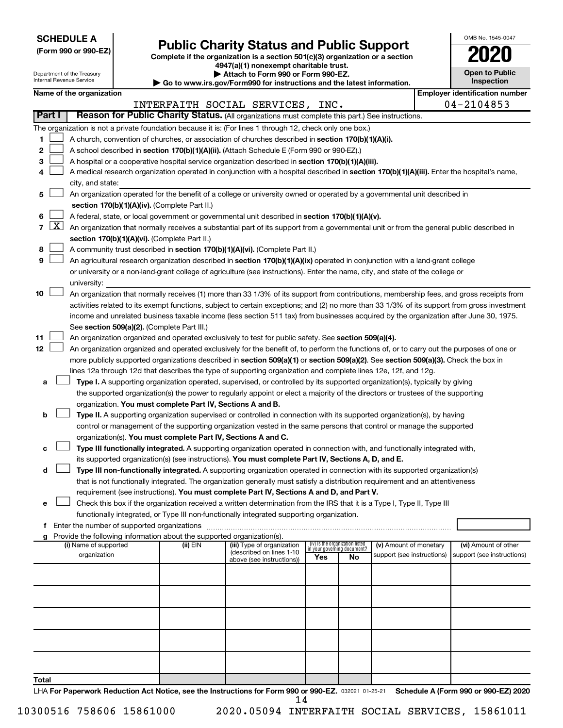**SCHEDULE A**
**(Form 990 or 990-EZ)**

Department of the Treasury
Internal Revenue Service

# Public Charity Status and Public Support

**Complete if the organization is a section 501(c)(3) organization or a section 4947(a)(1) nonexempt charitable trust.**
**▶ Attach to Form 990 or Form 990-EZ.**
**▶ Go to www.irs.gov/Form990 for instructions and the latest information.**

OMB No. 1545-0047
**2020**
**Open to Public Inspection**

**Name of the organization:** INTERFAITH SOCIAL SERVICES, INC.
**Employer identification number:** 04-2104853

## Part I — Reason for Public Charity Status. (All organizations must complete this part.) See instructions.

The organization is not a private foundation because it is: (For lines 1 through 12, check only one box.)

1. [ ] A church, convention of churches, or association of churches described in **section 170(b)(1)(A)(i).**
2. [ ] A school described in **section 170(b)(1)(A)(ii).** (Attach Schedule E (Form 990 or 990-EZ).)
3. [ ] A hospital or a cooperative hospital service organization described in **section 170(b)(1)(A)(iii).**
4. [ ] A medical research organization operated in conjunction with a hospital described in **section 170(b)(1)(A)(iii).** Enter the hospital's name, city, and state:
5. [ ] An organization operated for the benefit of a college or university owned or operated by a governmental unit described in **section 170(b)(1)(A)(iv).** (Complete Part II.)
6. [ ] A federal, state, or local government or governmental unit described in **section 170(b)(1)(A)(v).**
7. [X] An organization that normally receives a substantial part of its support from a governmental unit or from the general public described in **section 170(b)(1)(A)(vi).** (Complete Part II.)
8. [ ] A community trust described in **section 170(b)(1)(A)(vi).** (Complete Part II.)
9. [ ] An agricultural research organization described in **section 170(b)(1)(A)(ix)** operated in conjunction with a land-grant college or university or a non-land-grant college of agriculture (see instructions). Enter the name, city, and state of the college or university:
10. [ ] An organization that normally receives (1) more than 33 1/3% of its support from contributions, membership fees, and gross receipts from activities related to its exempt functions, subject to certain exceptions; and (2) no more than 33 1/3% of its support from gross investment income and unrelated business taxable income (less section 511 tax) from businesses acquired by the organization after June 30, 1975. See **section 509(a)(2).** (Complete Part III.)
11. [ ] An organization organized and operated exclusively to test for public safety. See **section 509(a)(4).**
12. [ ] An organization organized and operated exclusively for the benefit of, to perform the functions of, or to carry out the purposes of one or more publicly supported organizations described in **section 509(a)(1)** or **section 509(a)(2).** See **section 509(a)(3).** Check the box in lines 12a through 12d that describes the type of supporting organization and complete lines 12e, 12f, and 12g.
   - **a** [ ] **Type I.** A supporting organization operated, supervised, or controlled by its supported organization(s), typically by giving the supported organization(s) the power to regularly appoint or elect a majority of the directors or trustees of the supporting organization. **You must complete Part IV, Sections A and B.**
   - **b** [ ] **Type II.** A supporting organization supervised or controlled in connection with its supported organization(s), by having control or management of the supporting organization vested in the same persons that control or manage the supported organization(s). **You must complete Part IV, Sections A and C.**
   - **c** [ ] **Type III functionally integrated.** A supporting organization operated in connection with, and functionally integrated with, its supported organization(s) (see instructions). **You must complete Part IV, Sections A, D, and E.**
   - **d** [ ] **Type III non-functionally integrated.** A supporting organization operated in connection with its supported organization(s) that is not functionally integrated. The organization generally must satisfy a distribution requirement and an attentiveness requirement (see instructions). **You must complete Part IV, Sections A and D, and Part V.**
   - **e** [ ] Check this box if the organization received a written determination from the IRS that it is a Type I, Type II, Type III functionally integrated, or Type III non-functionally integrated supporting organization.
   - **f** Enter the number of supported organizations
   - **g** Provide the following information about the supported organization(s).

| (i) Name of supported organization | (ii) EIN | (iii) Type of organization (described on lines 1-10 above (see instructions)) | (iv) Is the organization listed in your governing document? Yes | No | (v) Amount of monetary support (see instructions) | (vi) Amount of other support (see instructions) |
|---|---|---|---|---|---|---|
| | | | | | | |
| | | | | | | |
| | | | | | | |
| | | | | | | |
| | | | | | | |
| **Total** | | | | | | |

LHA **For Paperwork Reduction Act Notice, see the Instructions for Form 990 or 990-EZ.** 032021 01-25-21 **Schedule A (Form 990 or 990-EZ) 2020**

10300516 758606 15861000 2020.05094 INTERFAITH SOCIAL SERVICES, 15861011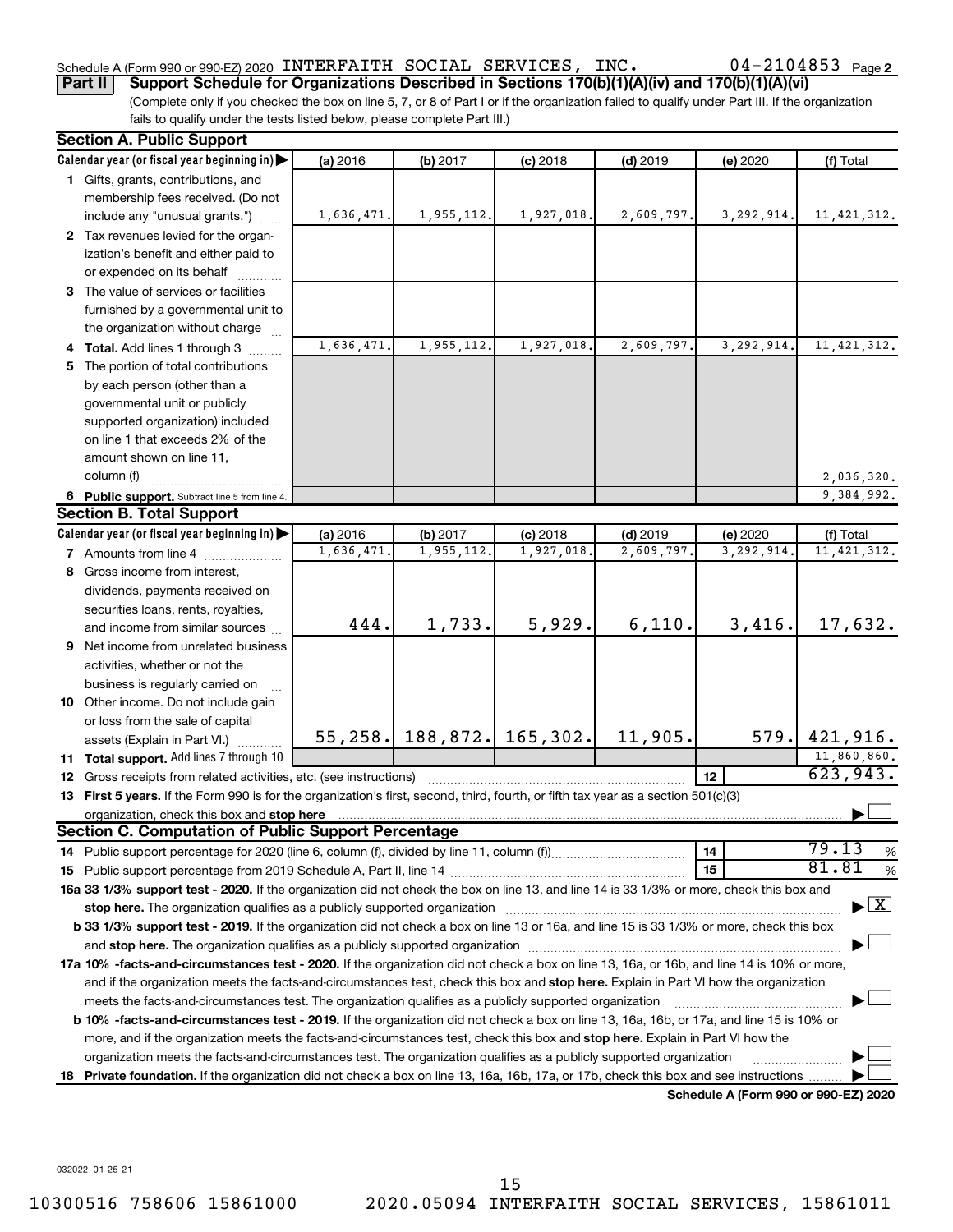Schedule A (Form 990 or 990-EZ) 2020 INTERFAITH SOCIAL SERVICES, INC. 04-2104853 Page 2

**Part II** **Support Schedule for Organizations Described in Sections 170(b)(1)(A)(iv) and 170(b)(1)(A)(vi)**

(Complete only if you checked the box on line 5, 7, or 8 of Part I or if the organization failed to qualify under Part III. If the organization fails to qualify under the tests listed below, please complete Part III.)

**Section A. Public Support**

| Calendar year (or fiscal year beginning in) ▶ | (a) 2016 | (b) 2017 | (c) 2018 | (d) 2019 | (e) 2020 | (f) Total |
|---|---|---|---|---|---|---|
| **1** Gifts, grants, contributions, and membership fees received. (Do not include any "unusual grants.") | 1,636,471. | 1,955,112. | 1,927,018. | 2,609,797. | 3,292,914. | 11,421,312. |
| **2** Tax revenues levied for the organization's benefit and either paid to or expended on its behalf | | | | | | |
| **3** The value of services or facilities furnished by a governmental unit to the organization without charge | | | | | | |
| **4 Total.** Add lines 1 through 3 | 1,636,471. | 1,955,112. | 1,927,018. | 2,609,797. | 3,292,914. | 11,421,312. |
| **5** The portion of total contributions by each person (other than a governmental unit or publicly supported organization) included on line 1 that exceeds 2% of the amount shown on line 11, column (f) | | | | | | 2,036,320. |
| **6 Public support.** Subtract line 5 from line 4. | | | | | | 9,384,992. |

**Section B. Total Support**

| Calendar year (or fiscal year beginning in) ▶ | (a) 2016 | (b) 2017 | (c) 2018 | (d) 2019 | (e) 2020 | (f) Total |
|---|---|---|---|---|---|---|
| **7** Amounts from line 4 | 1,636,471. | 1,955,112. | 1,927,018. | 2,609,797. | 3,292,914. | 11,421,312. |
| **8** Gross income from interest, dividends, payments received on securities loans, rents, royalties, and income from similar sources | 444. | 1,733. | 5,929. | 6,110. | 3,416. | 17,632. |
| **9** Net income from unrelated business activities, whether or not the business is regularly carried on | | | | | | |
| **10** Other income. Do not include gain or loss from the sale of capital assets (Explain in Part VI.) | 55,258. | 188,872. | 165,302. | 11,905. | 579. | 421,916. |
| **11 Total support.** Add lines 7 through 10 | | | | | | 11,860,860. |
| **12** Gross receipts from related activities, etc. (see instructions) | | | | | **12** | 623,943. |

**13 First 5 years.** If the Form 990 is for the organization's first, second, third, fourth, or fifth tax year as a section 501(c)(3) organization, check this box and **stop here** ▶ ☐

**Section C. Computation of Public Support Percentage**

| | | |
|---|---|---|
| **14** Public support percentage for 2020 (line 6, column (f), divided by line 11, column (f)) | **14** | 79.13 % |
| **15** Public support percentage from 2019 Schedule A, Part II, line 14 | **15** | 81.81 % |

**16a 33 1/3% support test - 2020.** If the organization did not check the box on line 13, and line 14 is 33 1/3% or more, check this box and **stop here.** The organization qualifies as a publicly supported organization ▶ ☒

**b 33 1/3% support test - 2019.** If the organization did not check a box on line 13 or 16a, and line 15 is 33 1/3% or more, check this box and **stop here.** The organization qualifies as a publicly supported organization ▶ ☐

**17a 10% -facts-and-circumstances test - 2020.** If the organization did not check a box on line 13, 16a, or 16b, and line 14 is 10% or more, and if the organization meets the facts-and-circumstances test, check this box and **stop here.** Explain in Part VI how the organization meets the facts-and-circumstances test. The organization qualifies as a publicly supported organization ▶ ☐

**b 10% -facts-and-circumstances test - 2019.** If the organization did not check a box on line 13, 16a, 16b, or 17a, and line 15 is 10% or more, and if the organization meets the facts-and-circumstances test, check this box and **stop here.** Explain in Part VI how the organization meets the facts-and-circumstances test. The organization qualifies as a publicly supported organization ▶ ☐

**18 Private foundation.** If the organization did not check a box on line 13, 16a, 16b, 17a, or 17b, check this box and see instructions ▶ ☐

**Schedule A (Form 990 or 990-EZ) 2020**

032022 01-25-21

10300516 758606 15861000 2020.05094 INTERFAITH SOCIAL SERVICES, 15861011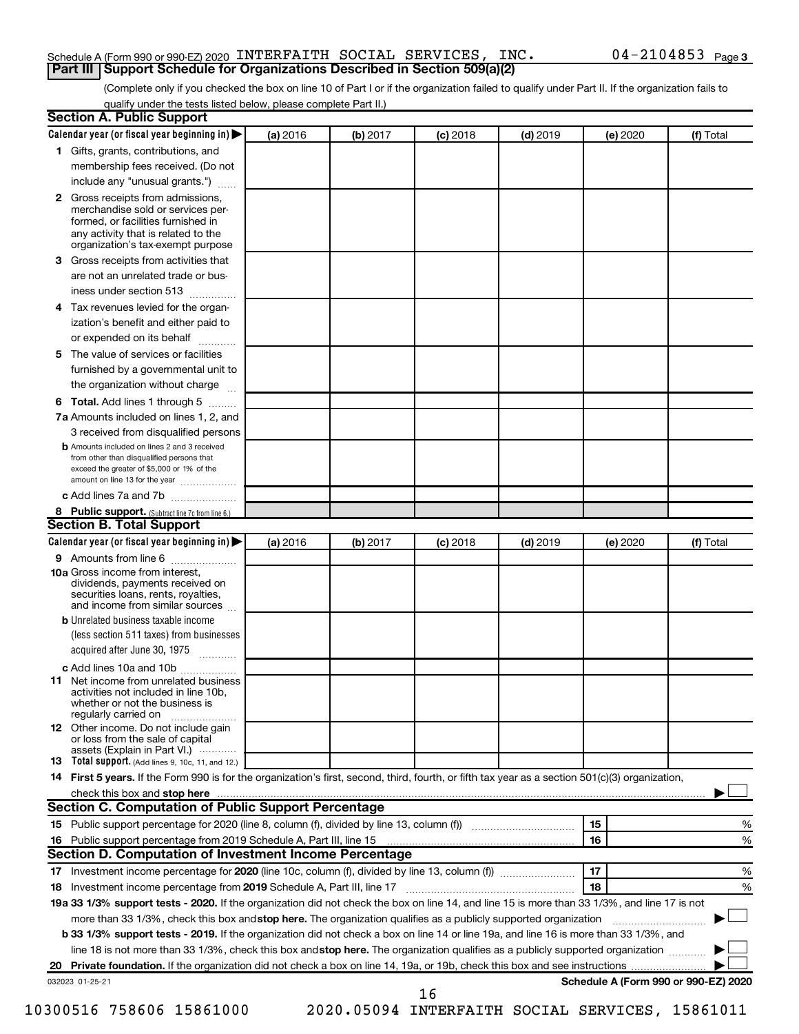Schedule A (Form 990 or 990-EZ) 2020 INTERFAITH SOCIAL SERVICES, INC. 04-2104853 Page 3

## Part III Support Schedule for Organizations Described in Section 509(a)(2)

(Complete only if you checked the box on line 10 of Part I or if the organization failed to qualify under Part II. If the organization fails to qualify under the tests listed below, please complete Part II.)

### Section A. Public Support

| Calendar year (or fiscal year beginning in) ▶ | (a) 2016 | (b) 2017 | (c) 2018 | (d) 2019 | (e) 2020 | (f) Total |
|---|---|---|---|---|---|---|
| **1** Gifts, grants, contributions, and membership fees received. (Do not include any "unusual grants.") | | | | | | |
| **2** Gross receipts from admissions, merchandise sold or services performed, or facilities furnished in any activity that is related to the organization's tax-exempt purpose | | | | | | |
| **3** Gross receipts from activities that are not an unrelated trade or business under section 513 | | | | | | |
| **4** Tax revenues levied for the organization's benefit and either paid to or expended on its behalf | | | | | | |
| **5** The value of services or facilities furnished by a governmental unit to the organization without charge | | | | | | |
| **6 Total.** Add lines 1 through 5 | | | | | | |
| **7a** Amounts included on lines 1, 2, and 3 received from disqualified persons | | | | | | |
| **b** Amounts included on lines 2 and 3 received from other than disqualified persons that exceed the greater of $5,000 or 1% of the amount on line 13 for the year | | | | | | |
| **c** Add lines 7a and 7b | | | | | | |
| **8 Public support.** (Subtract line 7c from line 6.) | | | | | | |

### Section B. Total Support

| Calendar year (or fiscal year beginning in) ▶ | (a) 2016 | (b) 2017 | (c) 2018 | (d) 2019 | (e) 2020 | (f) Total |
|---|---|---|---|---|---|---|
| **9** Amounts from line 6 | | | | | | |
| **10a** Gross income from interest, dividends, payments received on securities loans, rents, royalties, and income from similar sources | | | | | | |
| **b** Unrelated business taxable income (less section 511 taxes) from businesses acquired after June 30, 1975 | | | | | | |
| **c** Add lines 10a and 10b | | | | | | |
| **11** Net income from unrelated business activities not included in line 10b, whether or not the business is regularly carried on | | | | | | |
| **12** Other income. Do not include gain or loss from the sale of capital assets (Explain in Part VI.) | | | | | | |
| **13 Total support.** (Add lines 9, 10c, 11, and 12.) | | | | | | |

**14 First 5 years.** If the Form 990 is for the organization's first, second, third, fourth, or fifth tax year as a section 501(c)(3) organization, check this box and **stop here** ▶ ☐

### Section C. Computation of Public Support Percentage

| | | | |
|---|---|---|---|
| **15** Public support percentage for 2020 (line 8, column (f), divided by line 13, column (f)) | 15 | | % |
| **16** Public support percentage from 2019 Schedule A, Part III, line 15 | 16 | | % |

### Section D. Computation of Investment Income Percentage

| | | | |
|---|---|---|---|
| **17** Investment income percentage for **2020** (line 10c, column (f), divided by line 13, column (f)) | 17 | | % |
| **18** Investment income percentage from **2019** Schedule A, Part III, line 17 | 18 | | % |

**19a 33 1/3% support tests - 2020.** If the organization did not check the box on line 14, and line 15 is more than 33 1/3%, and line 17 is not more than 33 1/3%, check this box and **stop here.** The organization qualifies as a publicly supported organization ▶ ☐

**b 33 1/3% support tests - 2019.** If the organization did not check a box on line 14 or line 19a, and line 16 is more than 33 1/3%, and line 18 is not more than 33 1/3%, check this box and **stop here.** The organization qualifies as a publicly supported organization ▶ ☐

**20 Private foundation.** If the organization did not check a box on line 14, 19a, or 19b, check this box and see instructions ▶ ☐

032023 01-25-21 **Schedule A (Form 990 or 990-EZ) 2020**

10300516 758606 15861000 2020.05094 INTERFAITH SOCIAL SERVICES, 15861011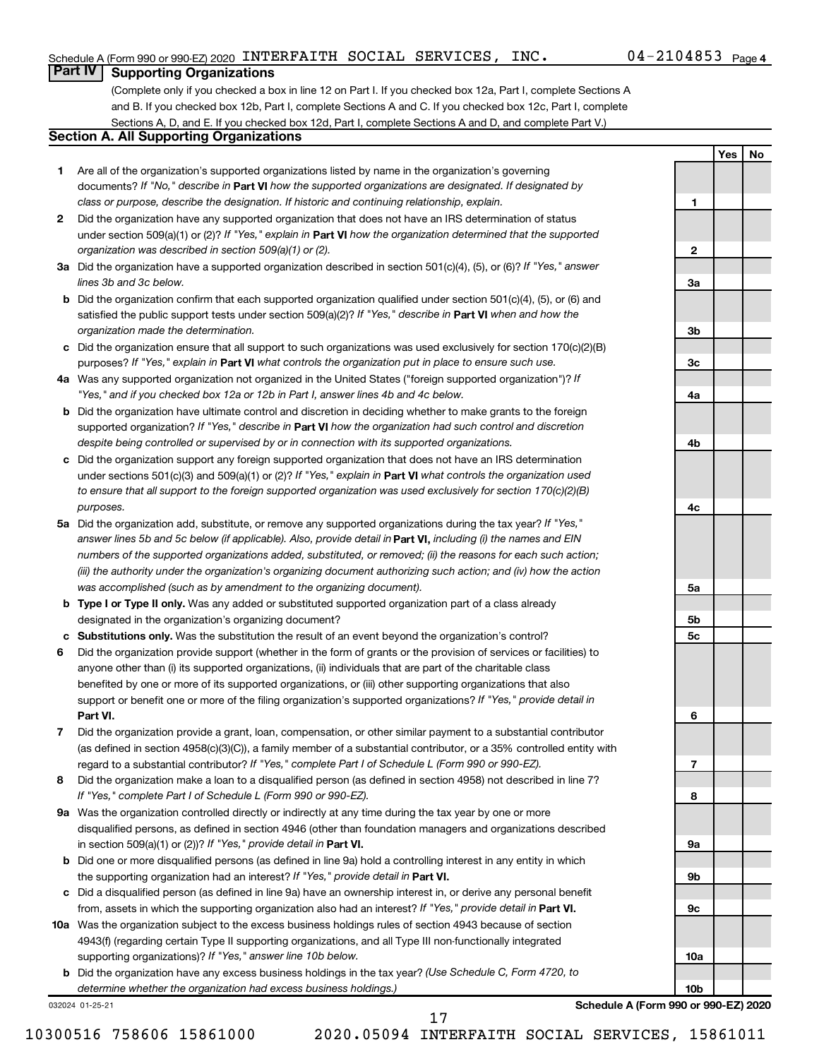Schedule A (Form 990 or 990-EZ) 2020 INTERFAITH SOCIAL SERVICES, INC. 04-2104853 Page 4

## Part IV Supporting Organizations

(Complete only if you checked a box in line 12 on Part I. If you checked box 12a, Part I, complete Sections A and B. If you checked box 12b, Part I, complete Sections A and C. If you checked box 12c, Part I, complete Sections A, D, and E. If you checked box 12d, Part I, complete Sections A and D, and complete Part V.)

### Section A. All Supporting Organizations

| | | | Yes | No |
|---|---|---|---|---|
| **1** | Are all of the organization's supported organizations listed by name in the organization's governing documents? *If "No," describe in* **Part VI** *how the supported organizations are designated. If designated by class or purpose, describe the designation. If historic and continuing relationship, explain.* | 1 | | |
| **2** | Did the organization have any supported organization that does not have an IRS determination of status under section 509(a)(1) or (2)? *If "Yes," explain in* **Part VI** *how the organization determined that the supported organization was described in section 509(a)(1) or (2).* | 2 | | |
| **3a** | Did the organization have a supported organization described in section 501(c)(4), (5), or (6)? *If "Yes," answer lines 3b and 3c below.* | 3a | | |
| **b** | Did the organization confirm that each supported organization qualified under section 501(c)(4), (5), or (6) and satisfied the public support tests under section 509(a)(2)? *If "Yes," describe in* **Part VI** *when and how the organization made the determination.* | 3b | | |
| **c** | Did the organization ensure that all support to such organizations was used exclusively for section 170(c)(2)(B) purposes? *If "Yes," explain in* **Part VI** *what controls the organization put in place to ensure such use.* | 3c | | |
| **4a** | Was any supported organization not organized in the United States ("foreign supported organization")? *If "Yes," and if you checked box 12a or 12b in Part I, answer lines 4b and 4c below.* | 4a | | |
| **b** | Did the organization have ultimate control and discretion in deciding whether to make grants to the foreign supported organization? *If "Yes," describe in* **Part VI** *how the organization had such control and discretion despite being controlled or supervised by or in connection with its supported organizations.* | 4b | | |
| **c** | Did the organization support any foreign supported organization that does not have an IRS determination under sections 501(c)(3) and 509(a)(1) or (2)? *If "Yes," explain in* **Part VI** *what controls the organization used to ensure that all support to the foreign supported organization was used exclusively for section 170(c)(2)(B) purposes.* | 4c | | |
| **5a** | Did the organization add, substitute, or remove any supported organizations during the tax year? *If "Yes," answer lines 5b and 5c below (if applicable). Also, provide detail in* **Part VI,** *including (i) the names and EIN numbers of the supported organizations added, substituted, or removed; (ii) the reasons for each such action; (iii) the authority under the organization's organizing document authorizing such action; and (iv) how the action was accomplished (such as by amendment to the organizing document).* | 5a | | |
| **b** | **Type I or Type II only.** Was any added or substituted supported organization part of a class already designated in the organization's organizing document? | 5b | | |
| **c** | **Substitutions only.** Was the substitution the result of an event beyond the organization's control? | 5c | | |
| **6** | Did the organization provide support (whether in the form of grants or the provision of services or facilities) to anyone other than (i) its supported organizations, (ii) individuals that are part of the charitable class benefited by one or more of its supported organizations, or (iii) other supporting organizations that also support or benefit one or more of the filing organization's supported organizations? *If "Yes," provide detail in* **Part VI.** | 6 | | |
| **7** | Did the organization provide a grant, loan, compensation, or other similar payment to a substantial contributor (as defined in section 4958(c)(3)(C)), a family member of a substantial contributor, or a 35% controlled entity with regard to a substantial contributor? *If "Yes," complete Part I of Schedule L (Form 990 or 990-EZ).* | 7 | | |
| **8** | Did the organization make a loan to a disqualified person (as defined in section 4958) not described in line 7? *If "Yes," complete Part I of Schedule L (Form 990 or 990-EZ).* | 8 | | |
| **9a** | Was the organization controlled directly or indirectly at any time during the tax year by one or more disqualified persons, as defined in section 4946 (other than foundation managers and organizations described in section 509(a)(1) or (2))? *If "Yes," provide detail in* **Part VI.** | 9a | | |
| **b** | Did one or more disqualified persons (as defined in line 9a) hold a controlling interest in any entity in which the supporting organization had an interest? *If "Yes," provide detail in* **Part VI.** | 9b | | |
| **c** | Did a disqualified person (as defined in line 9a) have an ownership interest in, or derive any personal benefit from, assets in which the supporting organization also had an interest? *If "Yes," provide detail in* **Part VI.** | 9c | | |
| **10a** | Was the organization subject to the excess business holdings rules of section 4943 because of section 4943(f) (regarding certain Type II supporting organizations, and all Type III non-functionally integrated supporting organizations)? *If "Yes," answer line 10b below.* | 10a | | |
| **b** | Did the organization have any excess business holdings in the tax year? *(Use Schedule C, Form 4720, to determine whether the organization had excess business holdings.)* | 10b | | |

032024 01-25-21 **Schedule A (Form 990 or 990-EZ) 2020**

17

10300516 758606 15861000 2020.05094 INTERFAITH SOCIAL SERVICES, 15861011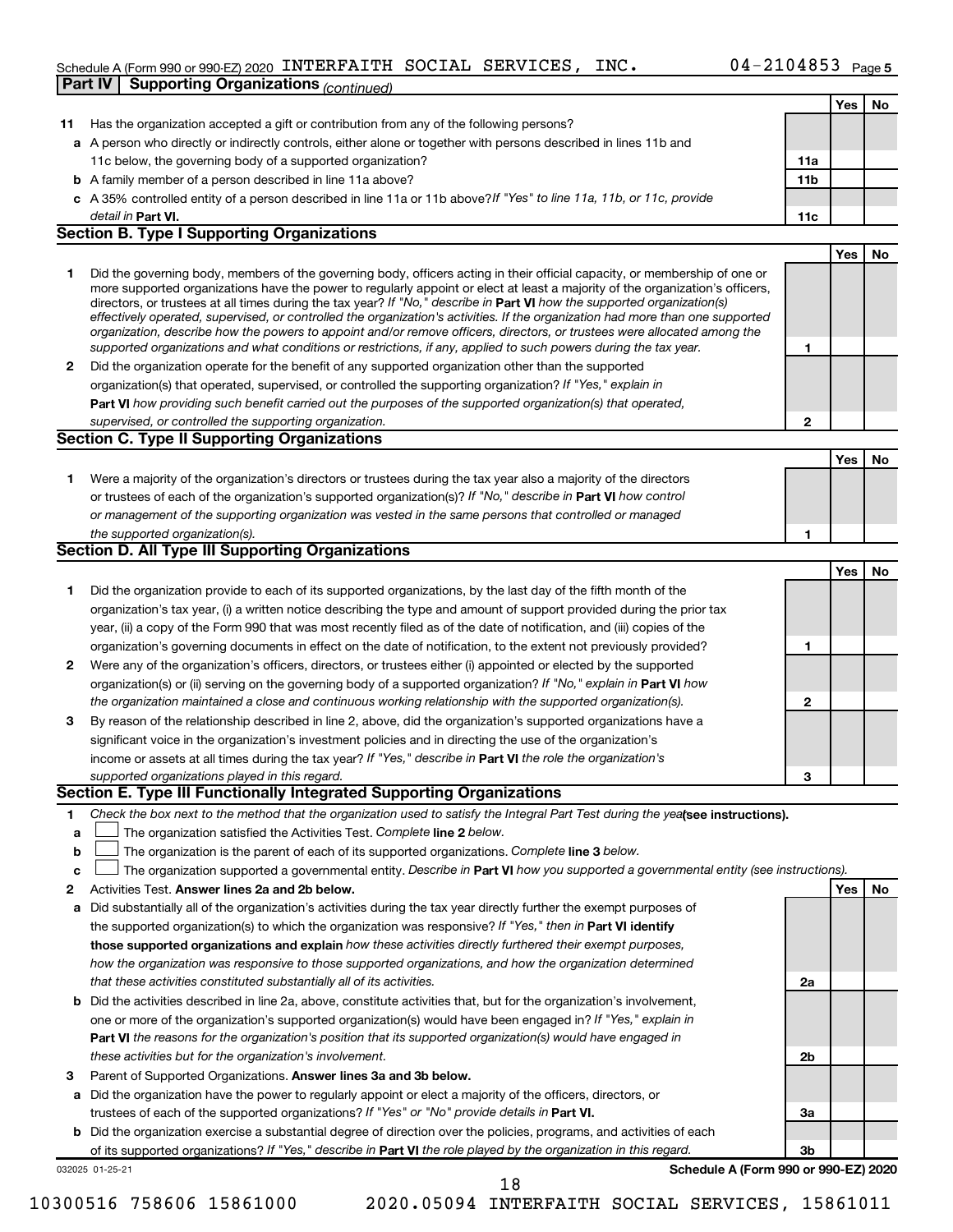Schedule A (Form 990 or 990-EZ) 2020 INTERFAITH SOCIAL SERVICES, INC. 04-2104853 Page 5

**Part IV | Supporting Organizations** *(continued)*

| | | | Yes | No |
|---|---|---|---|---|
| **11** | Has the organization accepted a gift or contribution from any of the following persons? | | | |
| **a** | A person who directly or indirectly controls, either alone or together with persons described in lines 11b and 11c below, the governing body of a supported organization? | **11a** | | |
| **b** | A family member of a person described in line 11a above? | **11b** | | |
| **c** | A 35% controlled entity of a person described in line 11a or 11b above? *If "Yes" to line 11a, 11b, or 11c, provide detail in* **Part VI.** | **11c** | | |

## Section B. Type I Supporting Organizations

| | | | Yes | No |
|---|---|---|---|---|
| **1** | Did the governing body, members of the governing body, officers acting in their official capacity, or membership of one or more supported organizations have the power to regularly appoint or elect at least a majority of the organization's officers, directors, or trustees at all times during the tax year? *If "No," describe in* **Part VI** *how the supported organization(s) effectively operated, supervised, or controlled the organization's activities. If the organization had more than one supported organization, describe how the powers to appoint and/or remove officers, directors, or trustees were allocated among the supported organizations and what conditions or restrictions, if any, applied to such powers during the tax year.* | **1** | | |
| **2** | Did the organization operate for the benefit of any supported organization other than the supported organization(s) that operated, supervised, or controlled the supporting organization? *If "Yes," explain in* **Part VI** *how providing such benefit carried out the purposes of the supported organization(s) that operated, supervised, or controlled the supporting organization.* | **2** | | |

## Section C. Type II Supporting Organizations

| | | | Yes | No |
|---|---|---|---|---|
| **1** | Were a majority of the organization's directors or trustees during the tax year also a majority of the directors or trustees of each of the organization's supported organization(s)? *If "No," describe in* **Part VI** *how control or management of the supporting organization was vested in the same persons that controlled or managed the supported organization(s).* | **1** | | |

## Section D. All Type III Supporting Organizations

| | | | Yes | No |
|---|---|---|---|---|
| **1** | Did the organization provide to each of its supported organizations, by the last day of the fifth month of the organization's tax year, (i) a written notice describing the type and amount of support provided during the prior tax year, (ii) a copy of the Form 990 that was most recently filed as of the date of notification, and (iii) copies of the organization's governing documents in effect on the date of notification, to the extent not previously provided? | **1** | | |
| **2** | Were any of the organization's officers, directors, or trustees either (i) appointed or elected by the supported organization(s) or (ii) serving on the governing body of a supported organization? *If "No," explain in* **Part VI** *how the organization maintained a close and continuous working relationship with the supported organization(s).* | **2** | | |
| **3** | By reason of the relationship described in line 2, above, did the organization's supported organizations have a significant voice in the organization's investment policies and in directing the use of the organization's income or assets at all times during the tax year? *If "Yes," describe in* **Part VI** *the role the organization's supported organizations played in this regard.* | **3** | | |

## Section E. Type III Functionally Integrated Supporting Organizations

**1** *Check the box next to the method that the organization used to satisfy the Integral Part Test during the year* **(see instructions).**

- **a** ☐ The organization satisfied the Activities Test. *Complete* **line 2** *below.*
- **b** ☐ The organization is the parent of each of its supported organizations. *Complete* **line 3** *below.*
- **c** ☐ The organization supported a governmental entity. *Describe in* **Part VI** *how you supported a governmental entity (see instructions).*

| | | | Yes | No |
|---|---|---|---|---|
| **2** | Activities Test. **Answer lines 2a and 2b below.** | | | |
| **a** | Did substantially all of the organization's activities during the tax year directly further the exempt purposes of the supported organization(s) to which the organization was responsive? *If "Yes," then in* **Part VI identify those supported organizations and explain** *how these activities directly furthered their exempt purposes, how the organization was responsive to those supported organizations, and how the organization determined that these activities constituted substantially all of its activities.* | **2a** | | |
| **b** | Did the activities described in line 2a, above, constitute activities that, but for the organization's involvement, one or more of the organization's supported organization(s) would have been engaged in? *If "Yes," explain in* **Part VI** *the reasons for the organization's position that its supported organization(s) would have engaged in these activities but for the organization's involvement.* | **2b** | | |
| **3** | Parent of Supported Organizations. **Answer lines 3a and 3b below.** | | | |
| **a** | Did the organization have the power to regularly appoint or elect a majority of the officers, directors, or trustees of each of the supported organizations? *If "Yes" or "No" provide details in* **Part VI.** | **3a** | | |
| **b** | Did the organization exercise a substantial degree of direction over the policies, programs, and activities of each of its supported organizations? *If "Yes," describe in* **Part VI** *the role played by the organization in this regard.* | **3b** | | |

032025 01-25-21 **Schedule A (Form 990 or 990-EZ) 2020**

10300516 758606 15861000 2020.05094 INTERFAITH SOCIAL SERVICES, 15861011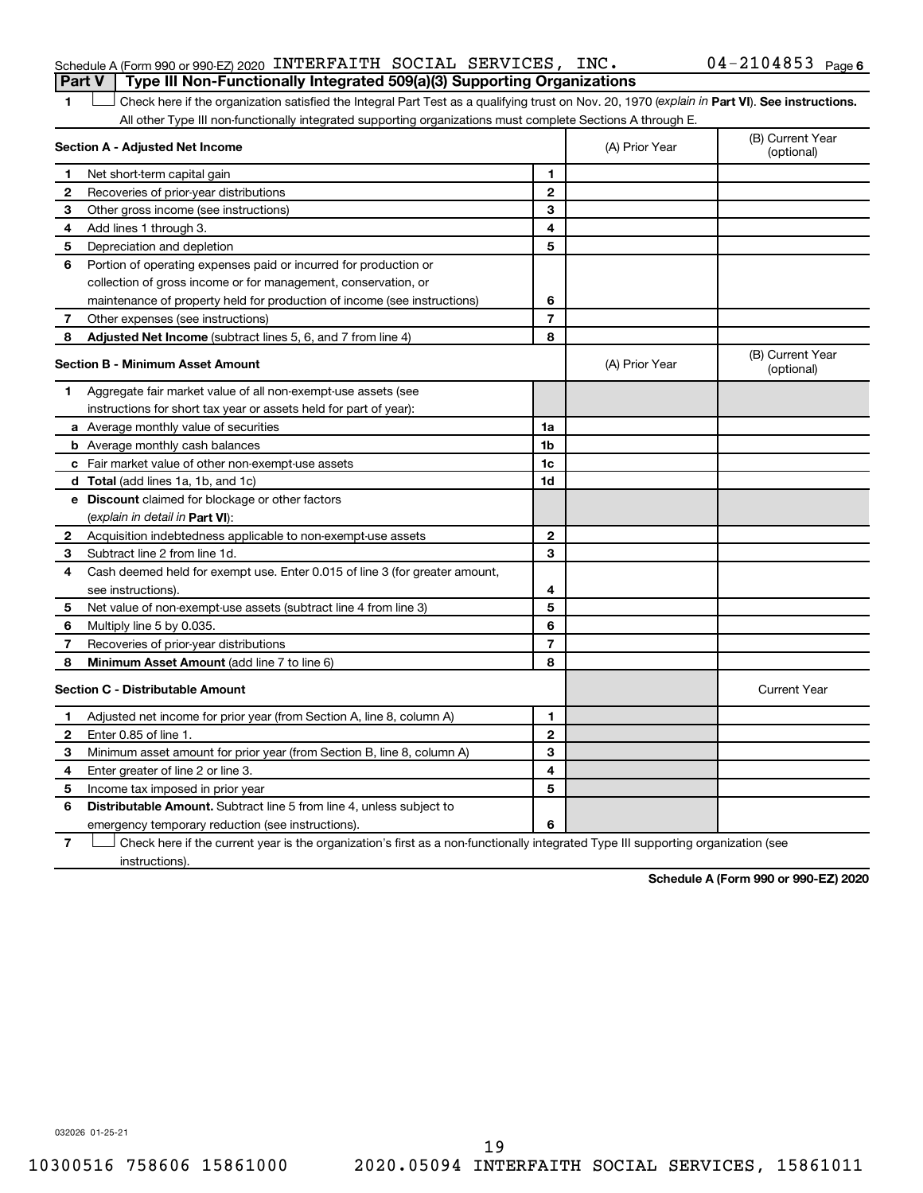Schedule A (Form 990 or 990-EZ) 2020 INTERFAITH SOCIAL SERVICES, INC. 04-2104853 Page 6

**Part V | Type III Non-Functionally Integrated 509(a)(3) Supporting Organizations**

1 ☐ Check here if the organization satisfied the Integral Part Test as a qualifying trust on Nov. 20, 1970 (*explain in* **Part VI**). **See instructions.** All other Type III non-functionally integrated supporting organizations must complete Sections A through E.

| **Section A - Adjusted Net Income** | | (A) Prior Year | (B) Current Year (optional) |
|---|---|---|---|
| **1** Net short-term capital gain | **1** | | |
| **2** Recoveries of prior-year distributions | **2** | | |
| **3** Other gross income (see instructions) | **3** | | |
| **4** Add lines 1 through 3. | **4** | | |
| **5** Depreciation and depletion | **5** | | |
| **6** Portion of operating expenses paid or incurred for production or collection of gross income or for management, conservation, or maintenance of property held for production of income (see instructions) | **6** | | |
| **7** Other expenses (see instructions) | **7** | | |
| **8** **Adjusted Net Income** (subtract lines 5, 6, and 7 from line 4) | **8** | | |

| **Section B - Minimum Asset Amount** | | (A) Prior Year | (B) Current Year (optional) |
|---|---|---|---|
| **1** Aggregate fair market value of all non-exempt-use assets (see instructions for short tax year or assets held for part of year): | | | |
| **a** Average monthly value of securities | **1a** | | |
| **b** Average monthly cash balances | **1b** | | |
| **c** Fair market value of other non-exempt-use assets | **1c** | | |
| **d** **Total** (add lines 1a, 1b, and 1c) | **1d** | | |
| **e** **Discount** claimed for blockage or other factors (*explain in detail in* **Part VI**): | | | |
| **2** Acquisition indebtedness applicable to non-exempt-use assets | **2** | | |
| **3** Subtract line 2 from line 1d. | **3** | | |
| **4** Cash deemed held for exempt use. Enter 0.015 of line 3 (for greater amount, see instructions). | **4** | | |
| **5** Net value of non-exempt-use assets (subtract line 4 from line 3) | **5** | | |
| **6** Multiply line 5 by 0.035. | **6** | | |
| **7** Recoveries of prior-year distributions | **7** | | |
| **8** **Minimum Asset Amount** (add line 7 to line 6) | **8** | | |

| **Section C - Distributable Amount** | | | Current Year |
|---|---|---|---|
| **1** Adjusted net income for prior year (from Section A, line 8, column A) | **1** | | |
| **2** Enter 0.85 of line 1. | **2** | | |
| **3** Minimum asset amount for prior year (from Section B, line 8, column A) | **3** | | |
| **4** Enter greater of line 2 or line 3. | **4** | | |
| **5** Income tax imposed in prior year | **5** | | |
| **6** **Distributable Amount.** Subtract line 5 from line 4, unless subject to emergency temporary reduction (see instructions). | **6** | | |

7 ☐ Check here if the current year is the organization's first as a non-functionally integrated Type III supporting organization (see instructions).

**Schedule A (Form 990 or 990-EZ) 2020**

032026 01-25-21

10300516 758606 15861000 2020.05094 INTERFAITH SOCIAL SERVICES, 15861011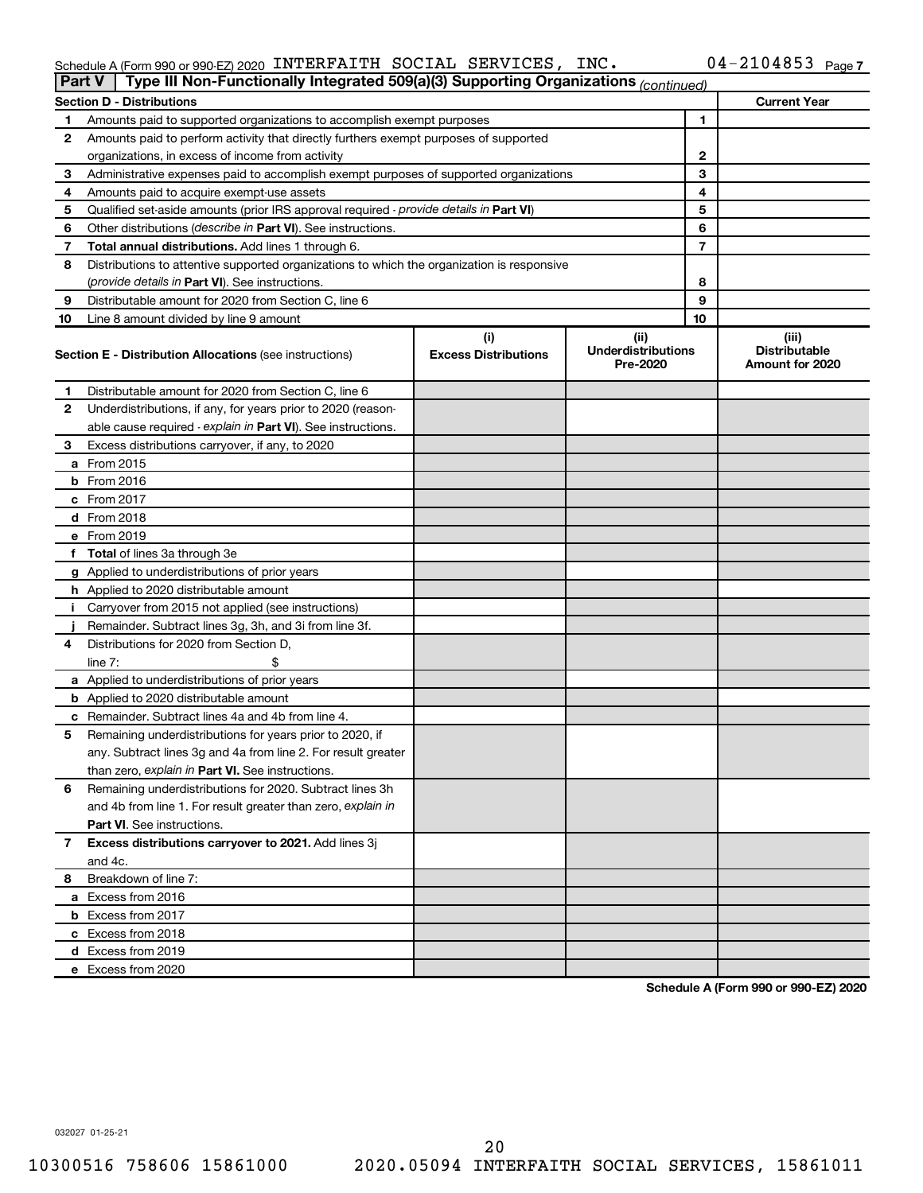Schedule A (Form 990 or 990-EZ) 2020 INTERFAITH SOCIAL SERVICES, INC. 04-2104853 Page 7

**Part V | Type III Non-Functionally Integrated 509(a)(3) Supporting Organizations** *(continued)*

| Section D - Distributions | | | Current Year |
|---|---|---|---|
| 1 | Amounts paid to supported organizations to accomplish exempt purposes | 1 | |
| 2 | Amounts paid to perform activity that directly furthers exempt purposes of supported organizations, in excess of income from activity | 2 | |
| 3 | Administrative expenses paid to accomplish exempt purposes of supported organizations | 3 | |
| 4 | Amounts paid to acquire exempt-use assets | 4 | |
| 5 | Qualified set-aside amounts (prior IRS approval required - *provide details in* **Part VI**) | 5 | |
| 6 | Other distributions (*describe in* **Part VI**). See instructions. | 6 | |
| 7 | **Total annual distributions.** Add lines 1 through 6. | 7 | |
| 8 | Distributions to attentive supported organizations to which the organization is responsive (*provide details in* **Part VI**). See instructions. | 8 | |
| 9 | Distributable amount for 2020 from Section C, line 6 | 9 | |
| 10 | Line 8 amount divided by line 9 amount | 10 | |

| | Section E - Distribution Allocations (see instructions) | (i) Excess Distributions | (ii) Underdistributions Pre-2020 | (iii) Distributable Amount for 2020 |
|---|---|---|---|---|
| 1 | Distributable amount for 2020 from Section C, line 6 | | | |
| 2 | Underdistributions, if any, for years prior to 2020 (reasonable cause required - *explain in* **Part VI**). See instructions. | | | |
| 3 | Excess distributions carryover, if any, to 2020 | | | |
| a | From 2015 | | | |
| b | From 2016 | | | |
| c | From 2017 | | | |
| d | From 2018 | | | |
| e | From 2019 | | | |
| f | **Total** of lines 3a through 3e | | | |
| g | Applied to underdistributions of prior years | | | |
| h | Applied to 2020 distributable amount | | | |
| i | Carryover from 2015 not applied (see instructions) | | | |
| j | Remainder. Subtract lines 3g, 3h, and 3i from line 3f. | | | |
| 4 | Distributions for 2020 from Section D, line 7: $ | | | |
| a | Applied to underdistributions of prior years | | | |
| b | Applied to 2020 distributable amount | | | |
| c | Remainder. Subtract lines 4a and 4b from line 4. | | | |
| 5 | Remaining underdistributions for years prior to 2020, if any. Subtract lines 3g and 4a from line 2. For result greater than zero, *explain in* **Part VI.** See instructions. | | | |
| 6 | Remaining underdistributions for 2020. Subtract lines 3h and 4b from line 1. For result greater than zero, *explain in* **Part VI**. See instructions. | | | |
| 7 | **Excess distributions carryover to 2021.** Add lines 3j and 4c. | | | |
| 8 | Breakdown of line 7: | | | |
| a | Excess from 2016 | | | |
| b | Excess from 2017 | | | |
| c | Excess from 2018 | | | |
| d | Excess from 2019 | | | |
| e | Excess from 2020 | | | |

**Schedule A (Form 990 or 990-EZ) 2020**

032027 01-25-21

10300516 758606 15861000 2020.05094 INTERFAITH SOCIAL SERVICES, 15861011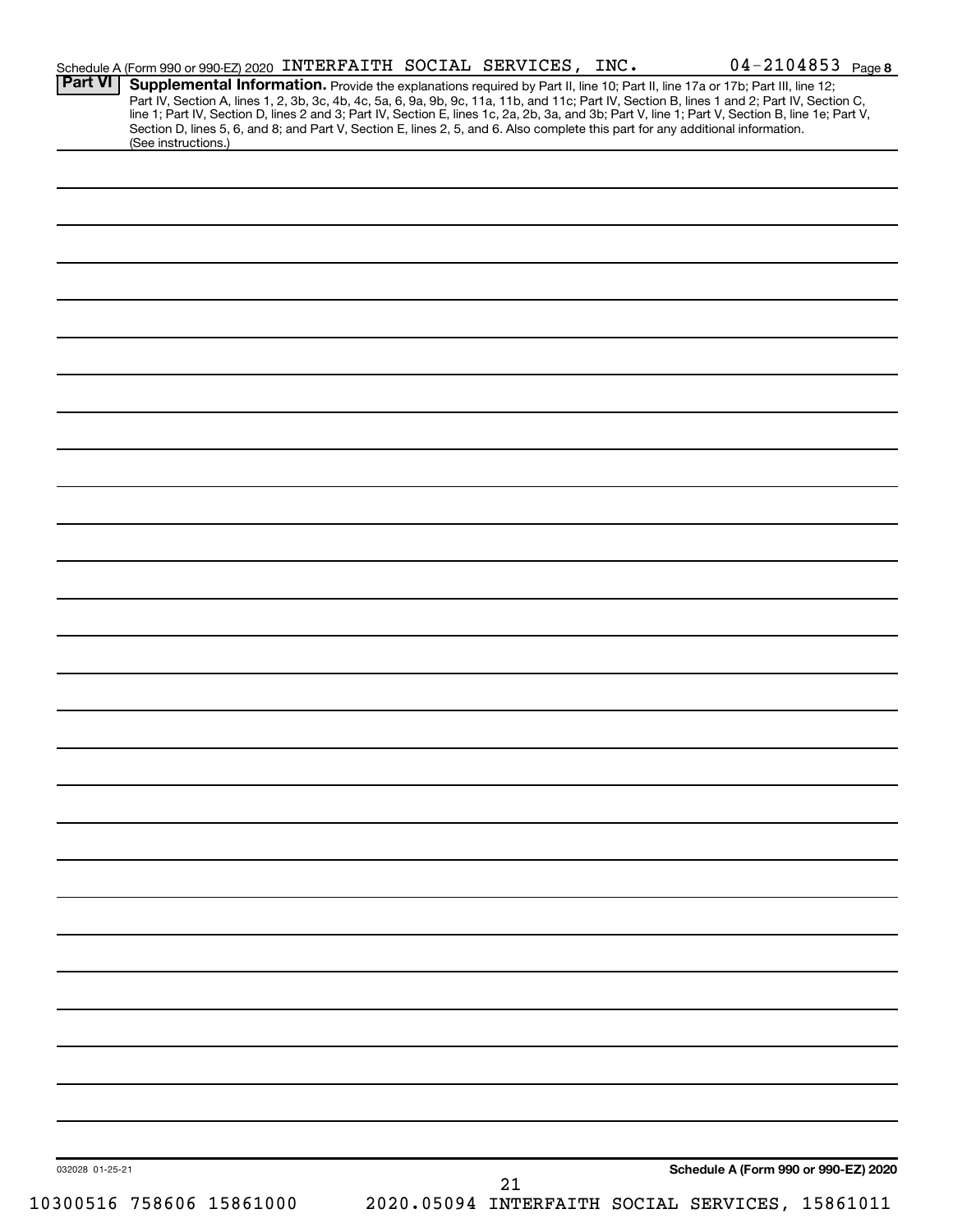Schedule A (Form 990 or 990-EZ) 2020 INTERFAITH SOCIAL SERVICES, INC. 04-2104853 Page 8

**Part VI** **Supplemental Information.** Provide the explanations required by Part II, line 10; Part II, line 17a or 17b; Part III, line 12; Part IV, Section A, lines 1, 2, 3b, 3c, 4b, 4c, 5a, 6, 9a, 9b, 9c, 11a, 11b, and 11c; Part IV, Section B, lines 1 and 2; Part IV, Section C, line 1; Part IV, Section D, lines 2 and 3; Part IV, Section E, lines 1c, 2a, 2b, 3a, and 3b; Part V, line 1; Part V, Section B, line 1e; Part V, Section D, lines 5, 6, and 8; and Part V, Section E, lines 2, 5, and 6. Also complete this part for any additional information. (See instructions.)

032028 01-25-21

**Schedule A (Form 990 or 990-EZ) 2020**

10300516 758606 15861000 2020.05094 INTERFAITH SOCIAL SERVICES, 15861011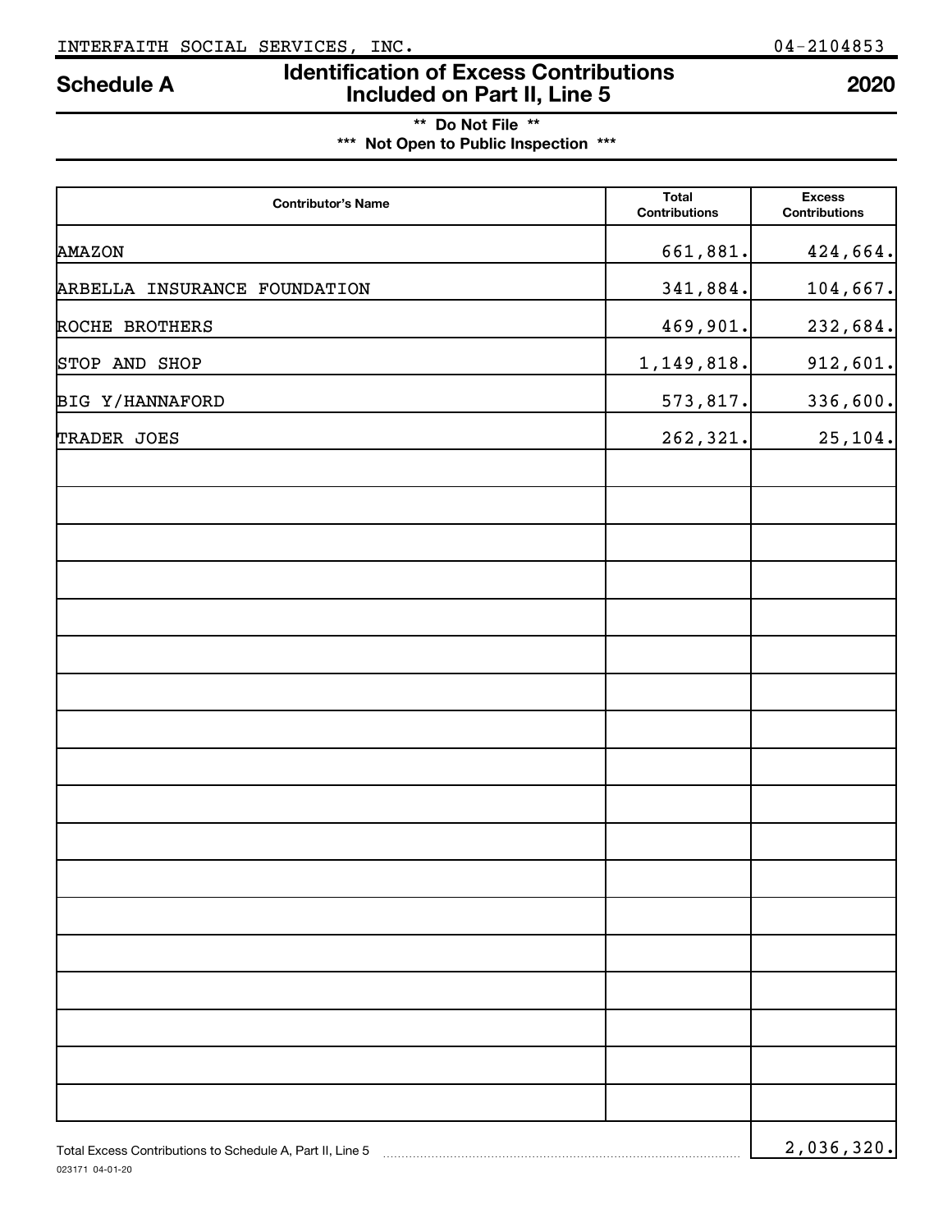INTERFAITH SOCIAL SERVICES, INC. 04-2104853

# Schedule A — Identification of Excess Contributions Included on Part II, Line 5 — 2020

**\*\* Do Not File \*\***
**\*\*\* Not Open to Public Inspection \*\*\***

| Contributor's Name | Total Contributions | Excess Contributions |
|---|---|---|
| AMAZON | 661,881. | 424,664. |
| ARBELLA INSURANCE FOUNDATION | 341,884. | 104,667. |
| ROCHE BROTHERS | 469,901. | 232,684. |
| STOP AND SHOP | 1,149,818. | 912,601. |
| BIG Y/HANNAFORD | 573,817. | 336,600. |
| TRADER JOES | 262,321. | 25,104. |

Total Excess Contributions to Schedule A, Part II, Line 5 ..... 2,036,320.

023171 04-01-20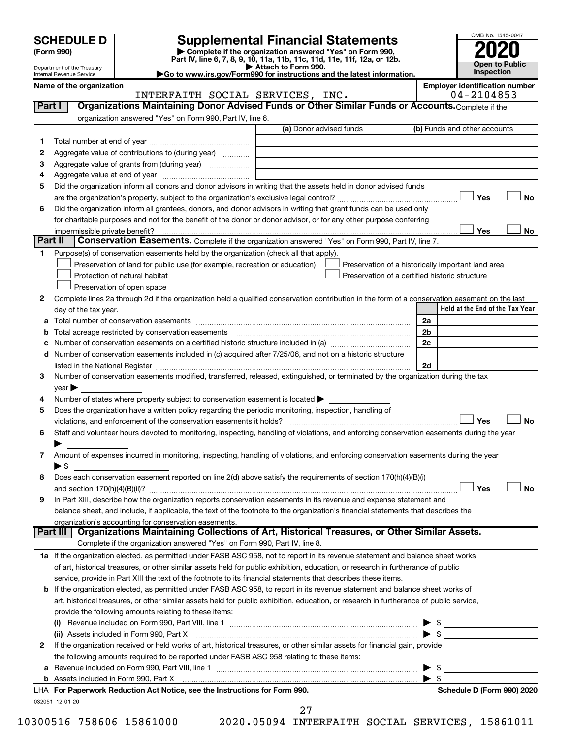# SCHEDULE D (Form 990)

Department of the Treasury
Internal Revenue Service

## Supplemental Financial Statements

▶ Complete if the organization answered "Yes" on Form 990, Part IV, line 6, 7, 8, 9, 10, 11a, 11b, 11c, 11d, 11e, 11f, 12a, or 12b.
▶ Attach to Form 990.
▶Go to www.irs.gov/Form990 for instructions and the latest information.

OMB No. 1545-0047

**2020**

**Open to Public Inspection**

**Name of the organization:** INTERFAITH SOCIAL SERVICES, INC.

**Employer identification number:** 04-2104853

### Part I — Organizations Maintaining Donor Advised Funds or Other Similar Funds or Accounts. Complete if the organization answered "Yes" on Form 990, Part IV, line 6.

| | | (a) Donor advised funds | (b) Funds and other accounts |
|---|---|---|---|
| 1 | Total number at end of year | | |
| 2 | Aggregate value of contributions to (during year) | | |
| 3 | Aggregate value of grants from (during year) | | |
| 4 | Aggregate value at end of year | | |

5 Did the organization inform all donors and donor advisors in writing that the assets held in donor advised funds are the organization's property, subject to the organization's exclusive legal control? ☐ Yes ☐ No

6 Did the organization inform all grantees, donors, and donor advisors in writing that grant funds can be used only for charitable purposes and not for the benefit of the donor or donor advisor, or for any other purpose conferring impermissible private benefit? ☐ Yes ☐ No

### Part II — Conservation Easements. Complete if the organization answered "Yes" on Form 990, Part IV, line 7.

1 Purpose(s) of conservation easements held by the organization (check all that apply).

- ☐ Preservation of land for public use (for example, recreation or education)
- ☐ Protection of natural habitat
- ☐ Preservation of open space
- ☐ Preservation of a historically important land area
- ☐ Preservation of a certified historic structure

2 Complete lines 2a through 2d if the organization held a qualified conservation contribution in the form of a conservation easement on the last day of the tax year.

| | | | Held at the End of the Tax Year |
|---|---|---|---|
| a | Total number of conservation easements | 2a | |
| b | Total acreage restricted by conservation easements | 2b | |
| c | Number of conservation easements on a certified historic structure included in (a) | 2c | |
| d | Number of conservation easements included in (c) acquired after 7/25/06, and not on a historic structure listed in the National Register | 2d | |

3 Number of conservation easements modified, transferred, released, extinguished, or terminated by the organization during the tax year ▶

4 Number of states where property subject to conservation easement is located ▶

5 Does the organization have a written policy regarding the periodic monitoring, inspection, handling of violations, and enforcement of the conservation easements it holds? ☐ Yes ☐ No

6 Staff and volunteer hours devoted to monitoring, inspecting, handling of violations, and enforcing conservation easements during the year ▶

7 Amount of expenses incurred in monitoring, inspecting, handling of violations, and enforcing conservation easements during the year ▶ $

8 Does each conservation easement reported on line 2(d) above satisfy the requirements of section 170(h)(4)(B)(i) and section 170(h)(4)(B)(ii)? ☐ Yes ☐ No

9 In Part XIII, describe how the organization reports conservation easements in its revenue and expense statement and balance sheet, and include, if applicable, the text of the footnote to the organization's financial statements that describes the organization's accounting for conservation easements.

### Part III — Organizations Maintaining Collections of Art, Historical Treasures, or Other Similar Assets.

Complete if the organization answered "Yes" on Form 990, Part IV, line 8.

1a If the organization elected, as permitted under FASB ASC 958, not to report in its revenue statement and balance sheet works of art, historical treasures, or other similar assets held for public exhibition, education, or research in furtherance of public service, provide in Part XIII the text of the footnote to its financial statements that describes these items.

b If the organization elected, as permitted under FASB ASC 958, to report in its revenue statement and balance sheet works of art, historical treasures, or other similar assets held for public exhibition, education, or research in furtherance of public service, provide the following amounts relating to these items:

(i) Revenue included on Form 990, Part VIII, line 1 ▶ $

(ii) Assets included in Form 990, Part X ▶ $

2 If the organization received or held works of art, historical treasures, or other similar assets for financial gain, provide the following amounts required to be reported under FASB ASC 958 relating to these items:

a Revenue included on Form 990, Part VIII, line 1 ▶ $

b Assets included in Form 990, Part X ▶ $

LHA **For Paperwork Reduction Act Notice, see the Instructions for Form 990.** **Schedule D (Form 990) 2020**

032051 12-01-20

10300516 758606 15861000 2020.05094 INTERFAITH SOCIAL SERVICES, 15861011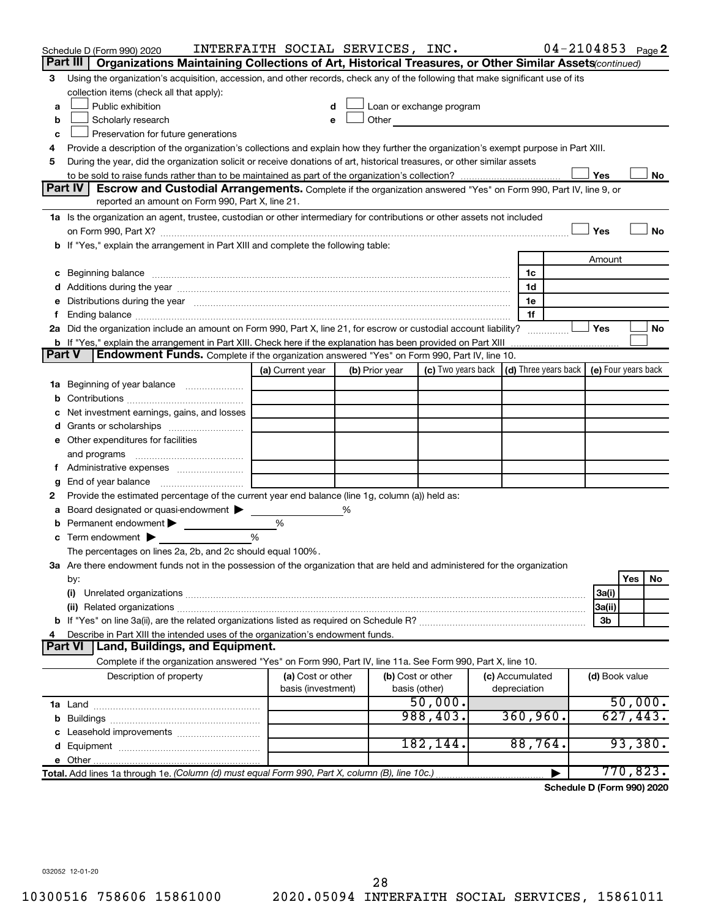Schedule D (Form 990) 2020 INTERFAITH SOCIAL SERVICES, INC. 04-2104853 Page 2

**Part III** **Organizations Maintaining Collections of Art, Historical Treasures, or Other Similar Assets** *(continued)*

3 Using the organization's acquisition, accession, and other records, check any of the following that make significant use of its collection items (check all that apply):

a ☐ Public exhibition
b ☐ Scholarly research
c ☐ Preservation for future generations
d ☐ Loan or exchange program
e ☐ Other

4 Provide a description of the organization's collections and explain how they further the organization's exempt purpose in Part XIII.

5 During the year, did the organization solicit or receive donations of art, historical treasures, or other similar assets to be sold to raise funds rather than to be maintained as part of the organization's collection? ☐ Yes ☐ No

**Part IV** **Escrow and Custodial Arrangements.** Complete if the organization answered "Yes" on Form 990, Part IV, line 9, or reported an amount on Form 990, Part X, line 21.

1a Is the organization an agent, trustee, custodian or other intermediary for contributions or other assets not included on Form 990, Part X? ☐ Yes ☐ No

b If "Yes," explain the arrangement in Part XIII and complete the following table:

| | | Amount |
|---|---|---|
| c Beginning balance | 1c | |
| d Additions during the year | 1d | |
| e Distributions during the year | 1e | |
| f Ending balance | 1f | |

2a Did the organization include an amount on Form 990, Part X, line 21, for escrow or custodial account liability? ☐ Yes ☐ No

b If "Yes," explain the arrangement in Part XIII. Check here if the explanation has been provided on Part XIII ☐

**Part V** **Endowment Funds.** Complete if the organization answered "Yes" on Form 990, Part IV, line 10.

| | (a) Current year | (b) Prior year | (c) Two years back | (d) Three years back | (e) Four years back |
|---|---|---|---|---|---|
| 1a Beginning of year balance | | | | | |
| b Contributions | | | | | |
| c Net investment earnings, gains, and losses | | | | | |
| d Grants or scholarships | | | | | |
| e Other expenditures for facilities and programs | | | | | |
| f Administrative expenses | | | | | |
| g End of year balance | | | | | |

2 Provide the estimated percentage of the current year end balance (line 1g, column (a)) held as:

a Board designated or quasi-endowment ▶ %
b Permanent endowment ▶ %
c Term endowment ▶ %

The percentages on lines 2a, 2b, and 2c should equal 100%.

3a Are there endowment funds not in the possession of the organization that are held and administered for the organization by:

| | | Yes | No |
|---|---|---|---|
| (i) Unrelated organizations | 3a(i) | | |
| (ii) Related organizations | 3a(ii) | | |
| b If "Yes" on line 3a(ii), are the related organizations listed as required on Schedule R? | 3b | | |

4 Describe in Part XIII the intended uses of the organization's endowment funds.

**Part VI** **Land, Buildings, and Equipment.**

Complete if the organization answered "Yes" on Form 990, Part IV, line 11a. See Form 990, Part X, line 10.

| Description of property | (a) Cost or other basis (investment) | (b) Cost or other basis (other) | (c) Accumulated depreciation | (d) Book value |
|---|---|---|---|---|
| 1a Land | | 50,000. | | 50,000. |
| b Buildings | | 988,403. | 360,960. | 627,443. |
| c Leasehold improvements | | | | |
| d Equipment | | 182,144. | 88,764. | 93,380. |
| e Other | | | | |
| **Total.** Add lines 1a through 1e. *(Column (d) must equal Form 990, Part X, column (B), line 10c.)* | | | ▶ | 770,823. |

**Schedule D (Form 990) 2020**

032052 12-01-20

10300516 758606 15861000 2020.05094 INTERFAITH SOCIAL SERVICES, 15861011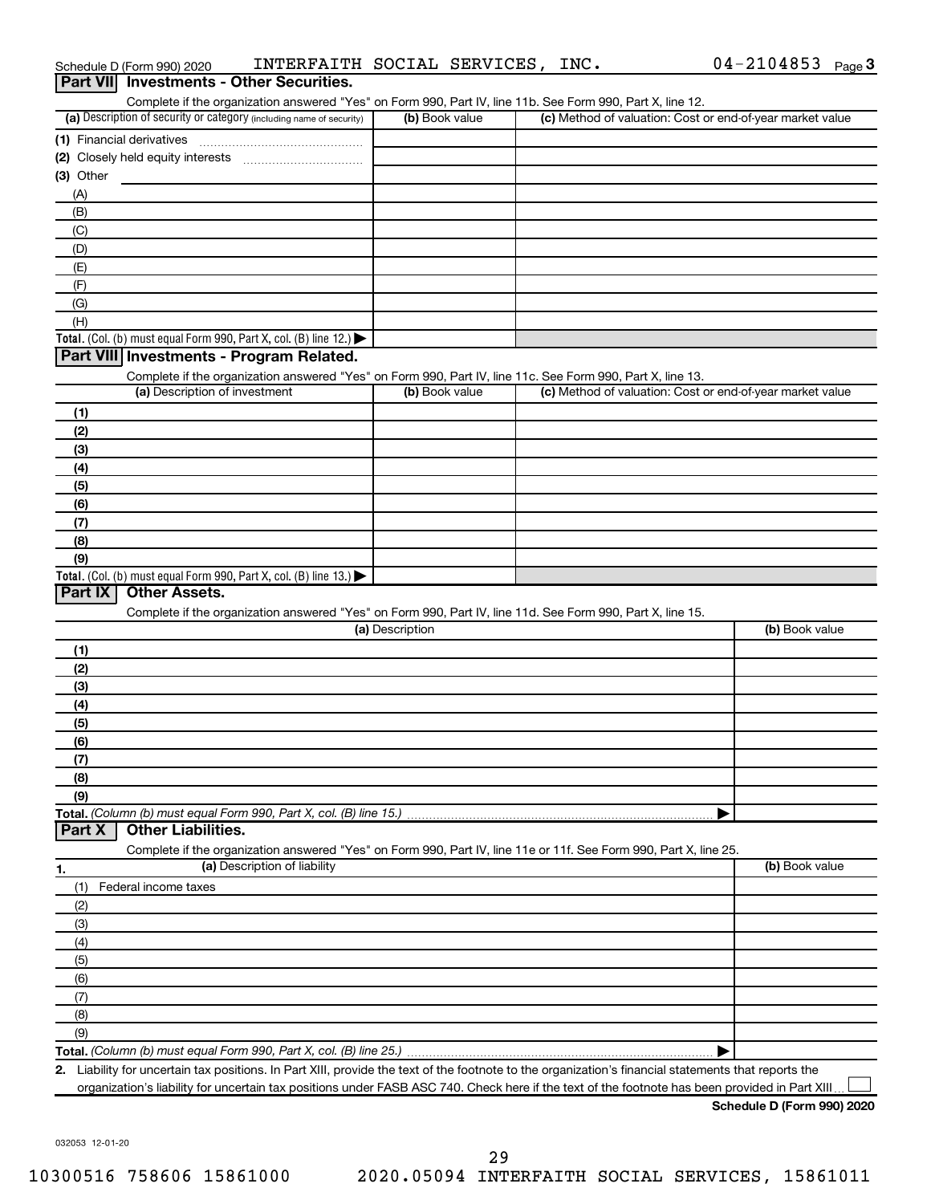Schedule D (Form 990) 2020 INTERFAITH SOCIAL SERVICES, INC. 04-2104853 Page 3

## Part VII Investments - Other Securities.

Complete if the organization answered "Yes" on Form 990, Part IV, line 11b. See Form 990, Part X, line 12.

| (a) Description of security or category (including name of security) | (b) Book value | (c) Method of valuation: Cost or end-of-year market value |
|---|---|---|
| (1) Financial derivatives | | |
| (2) Closely held equity interests | | |
| (3) Other | | |
| (A) | | |
| (B) | | |
| (C) | | |
| (D) | | |
| (E) | | |
| (F) | | |
| (G) | | |
| (H) | | |
| **Total.** (Col. (b) must equal Form 990, Part X, col. (B) line 12.) | | |

## Part VIII Investments - Program Related.

Complete if the organization answered "Yes" on Form 990, Part IV, line 11c. See Form 990, Part X, line 13.

| (a) Description of investment | (b) Book value | (c) Method of valuation: Cost or end-of-year market value |
|---|---|---|
| (1) | | |
| (2) | | |
| (3) | | |
| (4) | | |
| (5) | | |
| (6) | | |
| (7) | | |
| (8) | | |
| (9) | | |
| **Total.** (Col. (b) must equal Form 990, Part X, col. (B) line 13.) | | |

## Part IX Other Assets.

Complete if the organization answered "Yes" on Form 990, Part IV, line 11d. See Form 990, Part X, line 15.

| (a) Description | (b) Book value |
|---|---|
| (1) | |
| (2) | |
| (3) | |
| (4) | |
| (5) | |
| (6) | |
| (7) | |
| (8) | |
| (9) | |
| **Total.** *(Column (b) must equal Form 990, Part X, col. (B) line 15.)* | |

## Part X Other Liabilities.

Complete if the organization answered "Yes" on Form 990, Part IV, line 11e or 11f. See Form 990, Part X, line 25.

| 1. (a) Description of liability | (b) Book value |
|---|---|
| (1) Federal income taxes | |
| (2) | |
| (3) | |
| (4) | |
| (5) | |
| (6) | |
| (7) | |
| (8) | |
| (9) | |
| **Total.** *(Column (b) must equal Form 990, Part X, col. (B) line 25.)* | |

**2.** Liability for uncertain tax positions. In Part XIII, provide the text of the footnote to the organization's financial statements that reports the organization's liability for uncertain tax positions under FASB ASC 740. Check here if the text of the footnote has been provided in Part XIII ☐

**Schedule D (Form 990) 2020**

032053 12-01-20

10300516 758606 15861000 2020.05094 INTERFAITH SOCIAL SERVICES, 15861011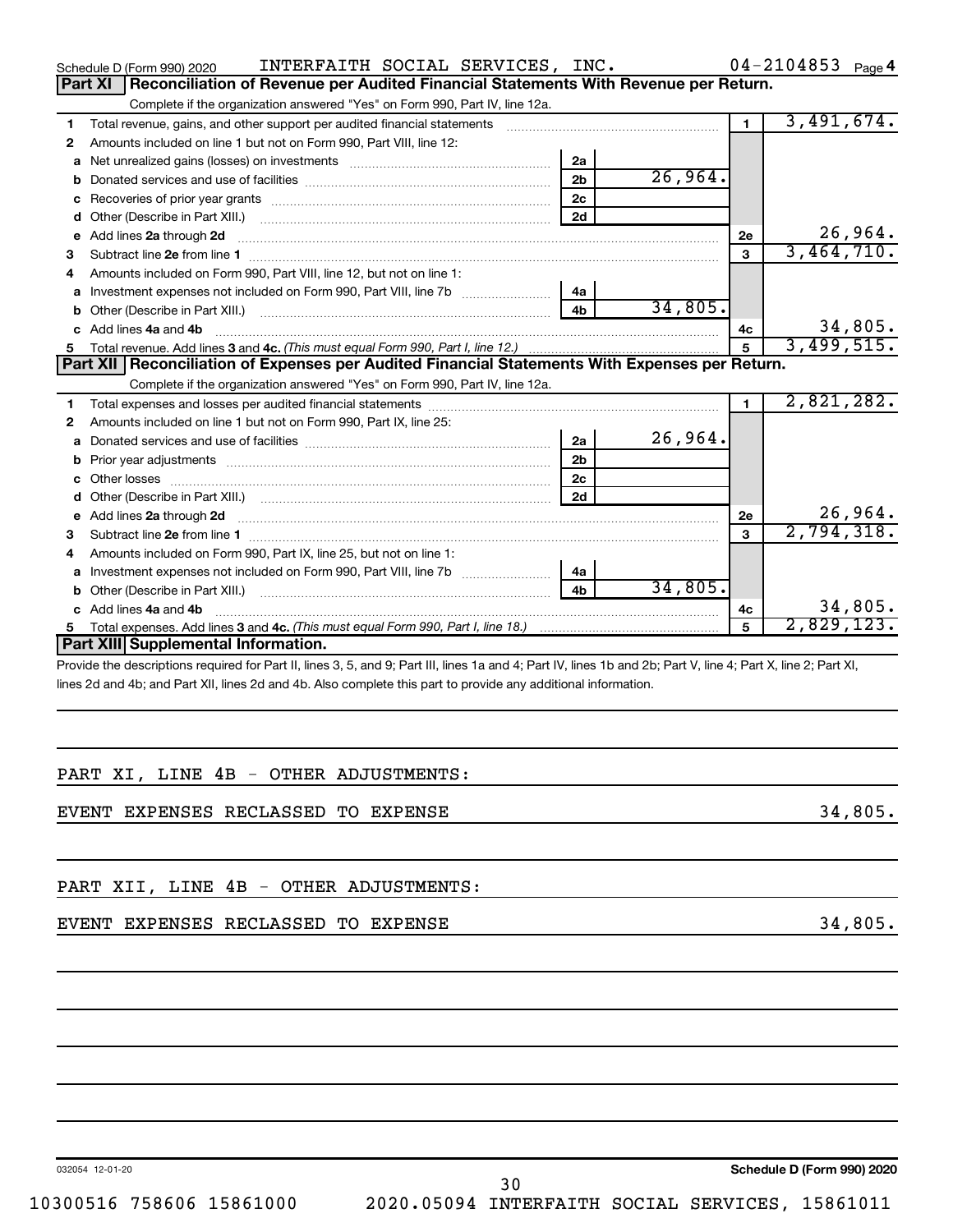Schedule D (Form 990) 2020 INTERFAITH SOCIAL SERVICES, INC. 04-2104853 Page 4

## Part XI Reconciliation of Revenue per Audited Financial Statements With Revenue per Return.

Complete if the organization answered "Yes" on Form 990, Part IV, line 12a.

| | | | | | |
|---|---|---|---|---|---|
| 1 | Total revenue, gains, and other support per audited financial statements | | | 1 | 3,491,674. |
| 2 | Amounts included on line 1 but not on Form 990, Part VIII, line 12: | | | | |
| a | Net unrealized gains (losses) on investments | 2a | | | |
| b | Donated services and use of facilities | 2b | 26,964. | | |
| c | Recoveries of prior year grants | 2c | | | |
| d | Other (Describe in Part XIII.) | 2d | | | |
| e | Add lines 2a through 2d | | | 2e | 26,964. |
| 3 | Subtract line 2e from line 1 | | | 3 | 3,464,710. |
| 4 | Amounts included on Form 990, Part VIII, line 12, but not on line 1: | | | | |
| a | Investment expenses not included on Form 990, Part VIII, line 7b | 4a | | | |
| b | Other (Describe in Part XIII.) | 4b | 34,805. | | |
| c | Add lines 4a and 4b | | | 4c | 34,805. |
| 5 | Total revenue. Add lines 3 and 4c. *(This must equal Form 990, Part I, line 12.)* | | | 5 | 3,499,515. |

## Part XII Reconciliation of Expenses per Audited Financial Statements With Expenses per Return.

Complete if the organization answered "Yes" on Form 990, Part IV, line 12a.

| | | | | | |
|---|---|---|---|---|---|
| 1 | Total expenses and losses per audited financial statements | | | 1 | 2,821,282. |
| 2 | Amounts included on line 1 but not on Form 990, Part IX, line 25: | | | | |
| a | Donated services and use of facilities | 2a | 26,964. | | |
| b | Prior year adjustments | 2b | | | |
| c | Other losses | 2c | | | |
| d | Other (Describe in Part XIII.) | 2d | | | |
| e | Add lines 2a through 2d | | | 2e | 26,964. |
| 3 | Subtract line 2e from line 1 | | | 3 | 2,794,318. |
| 4 | Amounts included on Form 990, Part IX, line 25, but not on line 1: | | | | |
| a | Investment expenses not included on Form 990, Part VIII, line 7b | 4a | | | |
| b | Other (Describe in Part XIII.) | 4b | 34,805. | | |
| c | Add lines 4a and 4b | | | 4c | 34,805. |
| 5 | Total expenses. Add lines 3 and 4c. *(This must equal Form 990, Part I, line 18.)* | | | 5 | 2,829,123. |

## Part XIII Supplemental Information.

Provide the descriptions required for Part II, lines 3, 5, and 9; Part III, lines 1a and 4; Part IV, lines 1b and 2b; Part V, line 4; Part X, line 2; Part XI, lines 2d and 4b; and Part XII, lines 2d and 4b. Also complete this part to provide any additional information.

PART XI, LINE 4B - OTHER ADJUSTMENTS:

EVENT EXPENSES RECLASSED TO EXPENSE 34,805.

PART XII, LINE 4B - OTHER ADJUSTMENTS:

EVENT EXPENSES RECLASSED TO EXPENSE 34,805.

032054 12-01-20 Schedule D (Form 990) 2020

10300516 758606 15861000 2020.05094 INTERFAITH SOCIAL SERVICES, 15861011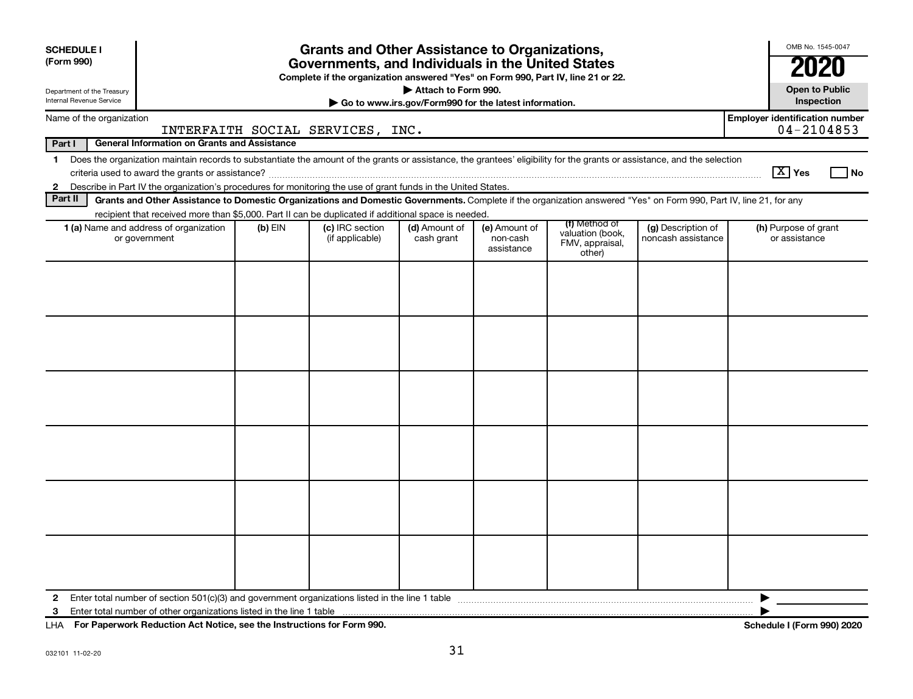**SCHEDULE I (Form 990)**

Department of the Treasury
Internal Revenue Service

# Grants and Other Assistance to Organizations, Governments, and Individuals in the United States

**Complete if the organization answered "Yes" on Form 990, Part IV, line 21 or 22.**

**▶ Attach to Form 990.**

**▶ Go to www.irs.gov/Form990 for the latest information.**

OMB No. 1545-0047

**2020**

**Open to Public Inspection**

Name of the organization: INTERFAITH SOCIAL SERVICES, INC.

**Employer identification number** 04-2104853

**Part I — General Information on Grants and Assistance**

1 Does the organization maintain records to substantiate the amount of the grants or assistance, the grantees' eligibility for the grants or assistance, and the selection criteria used to award the grants or assistance? [X] Yes [ ] No

2 Describe in Part IV the organization's procedures for monitoring the use of grant funds in the United States.

**Part II — Grants and Other Assistance to Domestic Organizations and Domestic Governments.** Complete if the organization answered "Yes" on Form 990, Part IV, line 21, for any recipient that received more than $5,000. Part II can be duplicated if additional space is needed.

| 1 (a) Name and address of organization or government | (b) EIN | (c) IRC section (if applicable) | (d) Amount of cash grant | (e) Amount of non-cash assistance | (f) Method of valuation (book, FMV, appraisal, other) | (g) Description of noncash assistance | (h) Purpose of grant or assistance |
|---|---|---|---|---|---|---|---|
| | | | | | | | |
| | | | | | | | |
| | | | | | | | |
| | | | | | | | |
| | | | | | | | |
| | | | | | | | |

2 Enter total number of section 501(c)(3) and government organizations listed in the line 1 table ▶

3 Enter total number of other organizations listed in the line 1 table ▶

LHA **For Paperwork Reduction Act Notice, see the Instructions for Form 990.** **Schedule I (Form 990) 2020**

032101 11-02-20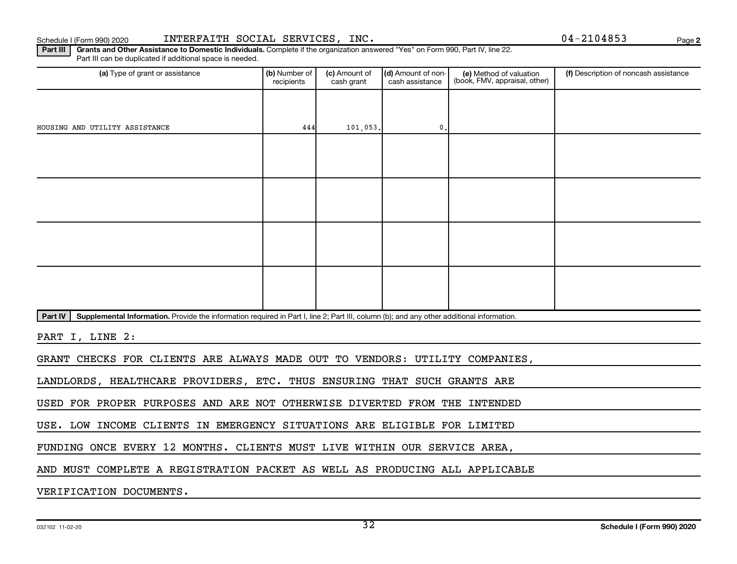Schedule I (Form 990) 2020 INTERFAITH SOCIAL SERVICES, INC. 04-2104853

**Part III** **Grants and Other Assistance to Domestic Individuals.** Complete if the organization answered "Yes" on Form 990, Part IV, line 22. Part III can be duplicated if additional space is needed.

| (a) Type of grant or assistance | (b) Number of recipients | (c) Amount of cash grant | (d) Amount of non-cash assistance | (e) Method of valuation (book, FMV, appraisal, other) | (f) Description of noncash assistance |
|---|---|---|---|---|---|
| HOUSING AND UTILITY ASSISTANCE | 444 | 101,053. | 0. | | |
| | | | | | |
| | | | | | |
| | | | | | |
| | | | | | |

**Part IV** **Supplemental Information.** Provide the information required in Part I, line 2; Part III, column (b); and any other additional information.

PART I, LINE 2:

GRANT CHECKS FOR CLIENTS ARE ALWAYS MADE OUT TO VENDORS: UTILITY COMPANIES, LANDLORDS, HEALTHCARE PROVIDERS, ETC. THUS ENSURING THAT SUCH GRANTS ARE USED FOR PROPER PURPOSES AND ARE NOT OTHERWISE DIVERTED FROM THE INTENDED USE. LOW INCOME CLIENTS IN EMERGENCY SITUATIONS ARE ELIGIBLE FOR LIMITED FUNDING ONCE EVERY 12 MONTHS. CLIENTS MUST LIVE WITHIN OUR SERVICE AREA, AND MUST COMPLETE A REGISTRATION PACKET AS WELL AS PRODUCING ALL APPLICABLE VERIFICATION DOCUMENTS.

032102 11-02-20 **Schedule I (Form 990) 2020**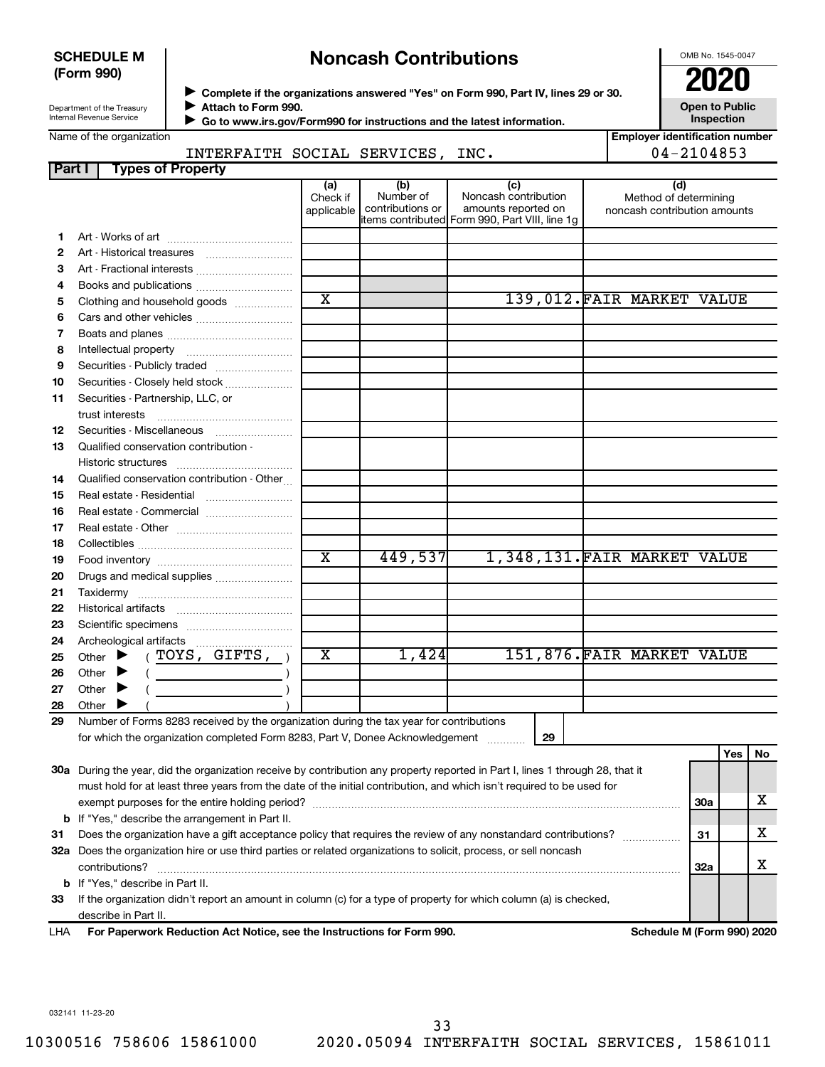**SCHEDULE M (Form 990)**

Department of the Treasury
Internal Revenue Service

# Noncash Contributions

▶ Complete if the organizations answered "Yes" on Form 990, Part IV, lines 29 or 30.
▶ Attach to Form 990.
▶ Go to www.irs.gov/Form990 for instructions and the latest information.

OMB No. 1545-0047

**2020**

**Open to Public Inspection**

Name of the organization: INTERFAITH SOCIAL SERVICES, INC.

Employer identification number: 04-2104853

## Part I Types of Property

| | | (a) Check if applicable | (b) Number of contributions or items contributed | (c) Noncash contribution amounts reported on Form 990, Part VIII, line 1g | (d) Method of determining noncash contribution amounts |
|---|---|---|---|---|---|
| 1 | Art - Works of art | | | | |
| 2 | Art - Historical treasures | | | | |
| 3 | Art - Fractional interests | | | | |
| 4 | Books and publications | | | | |
| 5 | Clothing and household goods | X | | 139,012. | FAIR MARKET VALUE |
| 6 | Cars and other vehicles | | | | |
| 7 | Boats and planes | | | | |
| 8 | Intellectual property | | | | |
| 9 | Securities - Publicly traded | | | | |
| 10 | Securities - Closely held stock | | | | |
| 11 | Securities - Partnership, LLC, or trust interests | | | | |
| 12 | Securities - Miscellaneous | | | | |
| 13 | Qualified conservation contribution - Historic structures | | | | |
| 14 | Qualified conservation contribution - Other | | | | |
| 15 | Real estate - Residential | | | | |
| 16 | Real estate - Commercial | | | | |
| 17 | Real estate - Other | | | | |
| 18 | Collectibles | | | | |
| 19 | Food inventory | X | 449,537 | 1,348,131. | FAIR MARKET VALUE |
| 20 | Drugs and medical supplies | | | | |
| 21 | Taxidermy | | | | |
| 22 | Historical artifacts | | | | |
| 23 | Scientific specimens | | | | |
| 24 | Archeological artifacts | | | | |
| 25 | Other ▶ ( TOYS, GIFTS, ) | X | 1,424 | 151,876. | FAIR MARKET VALUE |
| 26 | Other ▶ ( ) | | | | |
| 27 | Other ▶ ( ) | | | | |
| 28 | Other ▶ ( ) | | | | |

29 Number of Forms 8283 received by the organization during the tax year for contributions for which the organization completed Form 8283, Part V, Donee Acknowledgement ..... **29**

| | | | Yes | No |
|---|---|---|---|---|
| 30a | During the year, did the organization receive by contribution any property reported in Part I, lines 1 through 28, that it must hold for at least three years from the date of the initial contribution, and which isn't required to be used for exempt purposes for the entire holding period? | 30a | | X |
| b | If "Yes," describe the arrangement in Part II. | | | |
| 31 | Does the organization have a gift acceptance policy that requires the review of any nonstandard contributions? | 31 | | X |
| 32a | Does the organization hire or use third parties or related organizations to solicit, process, or sell noncash contributions? | 32a | | X |
| b | If "Yes," describe in Part II. | | | |
| 33 | If the organization didn't report an amount in column (c) for a type of property for which column (a) is checked, describe in Part II. | | | |

LHA **For Paperwork Reduction Act Notice, see the Instructions for Form 990.** **Schedule M (Form 990) 2020**

032141 11-23-20

10300516 758606 15861000 2020.05094 INTERFAITH SOCIAL SERVICES, 15861011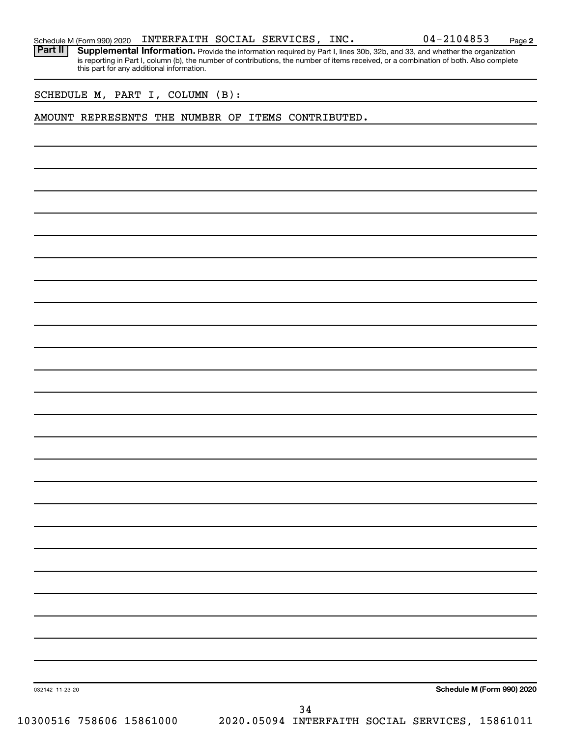Schedule M (Form 990) 2020 INTERFAITH SOCIAL SERVICES, INC. 04-2104853

**Part II** **Supplemental Information.** Provide the information required by Part I, lines 30b, 32b, and 33, and whether the organization is reporting in Part I, column (b), the number of contributions, the number of items received, or a combination of both. Also complete this part for any additional information.

SCHEDULE M, PART I, COLUMN (B):

AMOUNT REPRESENTS THE NUMBER OF ITEMS CONTRIBUTED.

032142 11-23-20

**Schedule M (Form 990) 2020**

10300516 758606 15861000 2020.05094 INTERFAITH SOCIAL SERVICES, 15861011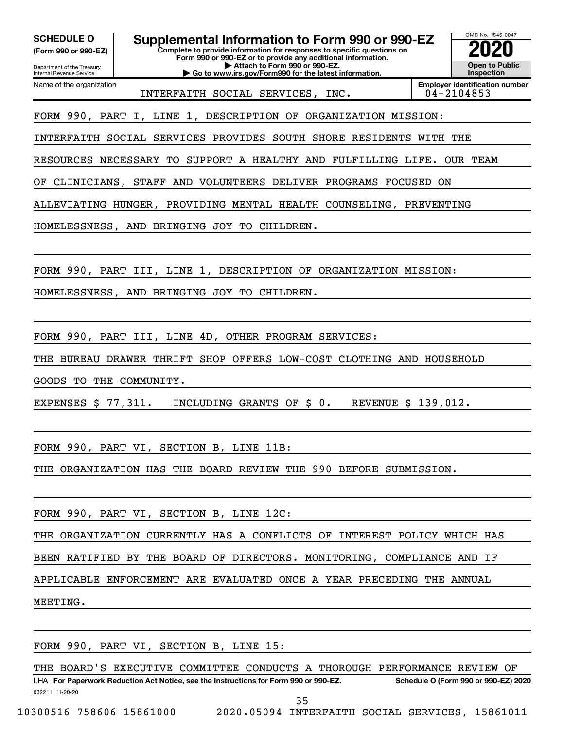**SCHEDULE O** **(Form 990 or 990-EZ)**

Department of the Treasury Internal Revenue Service

# Supplemental Information to Form 990 or 990-EZ

**Complete to provide information for responses to specific questions on Form 990 or 990-EZ or to provide any additional information.**
**▶ Attach to Form 990 or 990-EZ.**
**▶ Go to www.irs.gov/Form990 for the latest information.**

OMB No. 1545-0047
**2020**
**Open to Public Inspection**

Name of the organization: INTERFAITH SOCIAL SERVICES, INC.
**Employer identification number**: 04-2104853

FORM 990, PART I, LINE 1, DESCRIPTION OF ORGANIZATION MISSION:

INTERFAITH SOCIAL SERVICES PROVIDES SOUTH SHORE RESIDENTS WITH THE RESOURCES NECESSARY TO SUPPORT A HEALTHY AND FULFILLING LIFE. OUR TEAM OF CLINICIANS, STAFF AND VOLUNTEERS DELIVER PROGRAMS FOCUSED ON ALLEVIATING HUNGER, PROVIDING MENTAL HEALTH COUNSELING, PREVENTING HOMELESSNESS, AND BRINGING JOY TO CHILDREN.

FORM 990, PART III, LINE 1, DESCRIPTION OF ORGANIZATION MISSION:

HOMELESSNESS, AND BRINGING JOY TO CHILDREN.

FORM 990, PART III, LINE 4D, OTHER PROGRAM SERVICES:

THE BUREAU DRAWER THRIFT SHOP OFFERS LOW-COST CLOTHING AND HOUSEHOLD GOODS TO THE COMMUNITY.

EXPENSES $ 77,311. INCLUDING GRANTS OF $ 0. REVENUE $ 139,012.

FORM 990, PART VI, SECTION B, LINE 11B:

THE ORGANIZATION HAS THE BOARD REVIEW THE 990 BEFORE SUBMISSION.

FORM 990, PART VI, SECTION B, LINE 12C:

THE ORGANIZATION CURRENTLY HAS A CONFLICTS OF INTEREST POLICY WHICH HAS BEEN RATIFIED BY THE BOARD OF DIRECTORS. MONITORING, COMPLIANCE AND IF APPLICABLE ENFORCEMENT ARE EVALUATED ONCE A YEAR PRECEDING THE ANNUAL MEETING.

FORM 990, PART VI, SECTION B, LINE 15:

THE BOARD'S EXECUTIVE COMMITTEE CONDUCTS A THOROUGH PERFORMANCE REVIEW OF

LHA **For Paperwork Reduction Act Notice, see the Instructions for Form 990 or 990-EZ.** **Schedule O (Form 990 or 990-EZ) 2020**

032211 11-20-20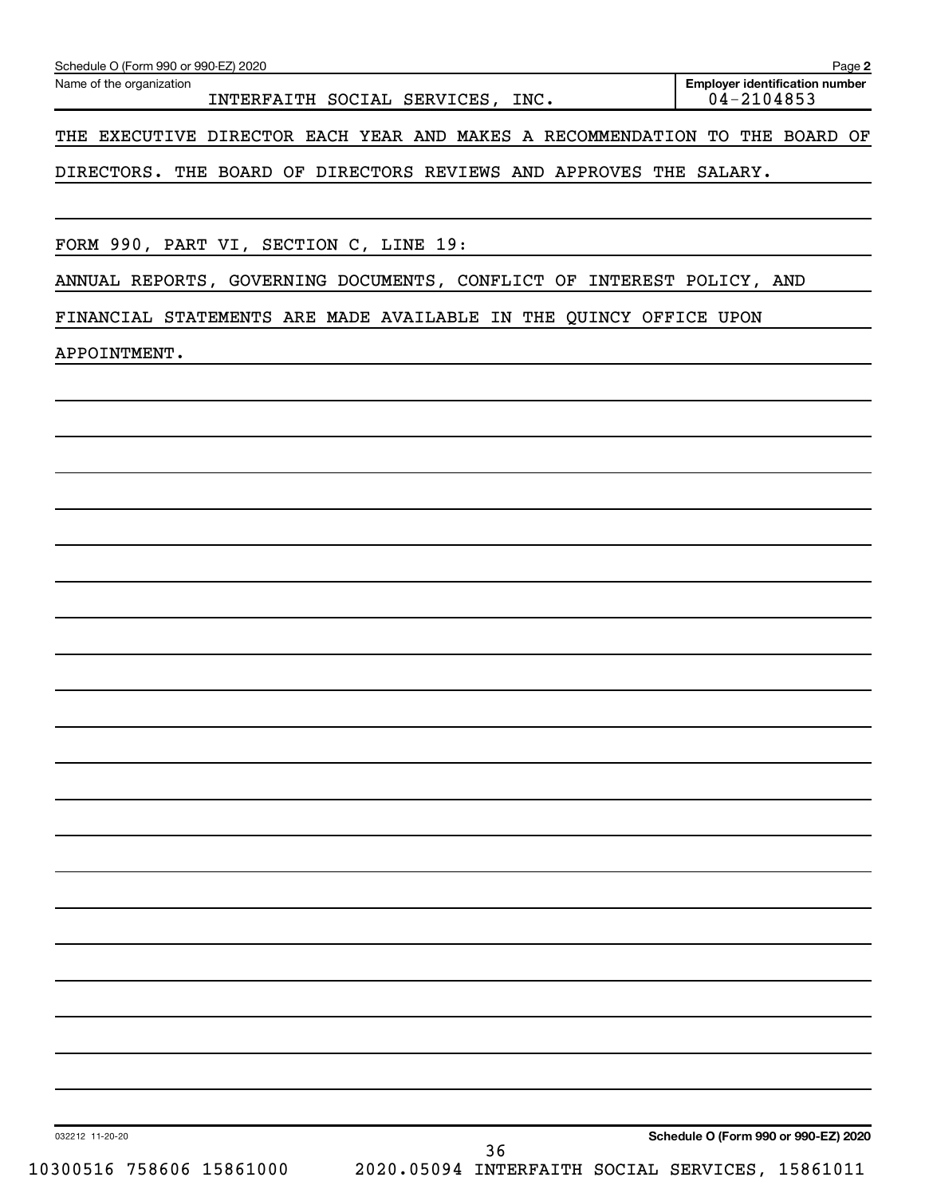Schedule O (Form 990 or 990-EZ) 2020

Name of the organization: INTERFAITH SOCIAL SERVICES, INC.

Employer identification number: 04-2104853

THE EXECUTIVE DIRECTOR EACH YEAR AND MAKES A RECOMMENDATION TO THE BOARD OF DIRECTORS. THE BOARD OF DIRECTORS REVIEWS AND APPROVES THE SALARY.

FORM 990, PART VI, SECTION C, LINE 19:

ANNUAL REPORTS, GOVERNING DOCUMENTS, CONFLICT OF INTEREST POLICY, AND FINANCIAL STATEMENTS ARE MADE AVAILABLE IN THE QUINCY OFFICE UPON APPOINTMENT.

032212 11-20-20

Schedule O (Form 990 or 990-EZ) 2020

10300516 758606 15861000 2020.05094 INTERFAITH SOCIAL SERVICES, 15861011